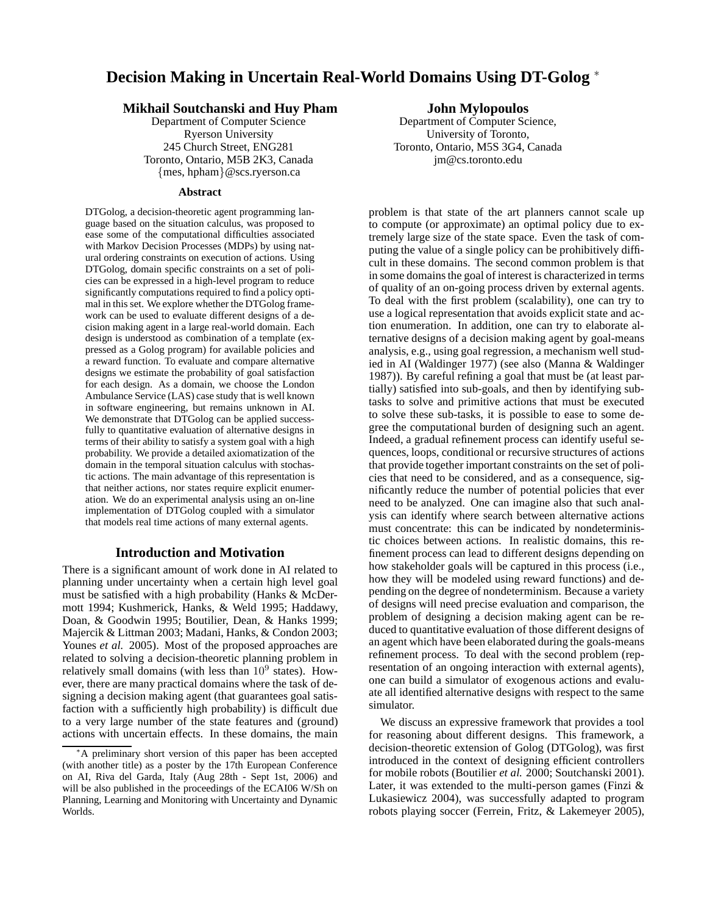# Decision Making in Uncertain Real-World Domains Using DT-Golog [*]

**Mikhail Soutchanski and Huy Pham**
Department of Computer Science
Ryerson University
245 Church Street, ENG281
Toronto, Ontario, M5B 2K3, Canada
{mes, hpham}@scs.ryerson.ca

**John Mylopoulos**
Department of Computer Science,
University of Toronto,
Toronto, Ontario, M5S 3G4, Canada
jm@cs.toronto.edu

### Abstract

DTGolog, a decision-theoretic agent programming language based on the situation calculus, was proposed to ease some of the computational difficulties associated with Markov Decision Processes (MDPs) by using natural ordering constraints on execution of actions. Using DTGolog, domain specific constraints on a set of policies can be expressed in a high-level program to reduce significantly computations required to find a policy optimal in this set. We explore whether the DTGolog framework can be used to evaluate different designs of a decision making agent in a large real-world domain. Each design is understood as combination of a template (expressed as a Golog program) for available policies and a reward function. To evaluate and compare alternative designs we estimate the probability of goal satisfaction for each design. As a domain, we choose the London Ambulance Service (LAS) case study that is well known in software engineering, but remains unknown in AI. We demonstrate that DTGolog can be applied successfully to quantitative evaluation of alternative designs in terms of their ability to satisfy a system goal with a high probability. We provide a detailed axiomatization of the domain in the temporal situation calculus with stochastic actions. The main advantage of this representation is that neither actions, nor states require explicit enumeration. We do an experimental analysis using an on-line implementation of DTGolog coupled with a simulator that models real time actions of many external agents.

## Introduction and Motivation

There is a significant amount of work done in AI related to planning under uncertainty when a certain high level goal must be satisfied with a high probability (Hanks & McDermott 1994; Kushmerick, Hanks, & Weld 1995; Haddawy, Doan, & Goodwin 1995; Boutilier, Dean, & Hanks 1999; Majercik & Littman 2003; Madani, Hanks, & Condon 2003; Younes *et al.* 2005). Most of the proposed approaches are related to solving a decision-theoretic planning problem in relatively small domains (with less than $10^9$ states). However, there are many practical domains where the task of designing a decision making agent (that guarantees goal satisfaction with a sufficiently high probability) is difficult due to a very large number of the state features and (ground) actions with uncertain effects. In these domains, the main problem is that state of the art planners cannot scale up to compute (or approximate) an optimal policy due to extremely large size of the state space. Even the task of computing the value of a single policy can be prohibitively difficult in these domains. The second common problem is that in some domains the goal of interest is characterized in terms of quality of an on-going process driven by external agents. To deal with the first problem (scalability), one can try to use a logical representation that avoids explicit state and action enumeration. In addition, one can try to elaborate alternative designs of a decision making agent by goal-means analysis, e.g., using goal regression, a mechanism well studied in AI (Waldinger 1977) (see also (Manna & Waldinger 1987)). By careful refining a goal that must be (at least partially) satisfied into sub-goals, and then by identifying subtasks to solve and primitive actions that must be executed to solve these sub-tasks, it is possible to ease to some degree the computational burden of designing such an agent. Indeed, a gradual refinement process can identify useful sequences, loops, conditional or recursive structures of actions that provide together important constraints on the set of policies that need to be considered, and as a consequence, significantly reduce the number of potential policies that ever need to be analyzed. One can imagine also that such analysis can identify where search between alternative actions must concentrate: this can be indicated by nondeterministic choices between actions. In realistic domains, this refinement process can lead to different designs depending on how stakeholder goals will be captured in this process (i.e., how they will be modeled using reward functions) and depending on the degree of nondeterminism. Because a variety of designs will need precise evaluation and comparison, the problem of designing a decision making agent can be reduced to quantitative evaluation of those different designs of an agent which have been elaborated during the goals-means refinement process. To deal with the second problem (representation of an ongoing interaction with external agents), one can build a simulator of exogenous actions and evaluate all identified alternative designs with respect to the same simulator.

We discuss an expressive framework that provides a tool for reasoning about different designs. This framework, a decision-theoretic extension of Golog (DTGolog), was first introduced in the context of designing efficient controllers for mobile robots (Boutilier *et al.* 2000; Soutchanski 2001). Later, it was extended to the multi-person games (Finzi & Lukasiewicz 2004), was successfully adapted to program robots playing soccer (Ferrein, Fritz, & Lakemeyer 2005),

---

[*] A preliminary short version of this paper has been accepted (with another title) as a poster by the 17th European Conference on AI, Riva del Garda, Italy (Aug 28th - Sept 1st, 2006) and will be also published in the proceedings of the ECAI06 W/Sh on Planning, Learning and Monitoring with Uncertainty and Dynamic Worlds.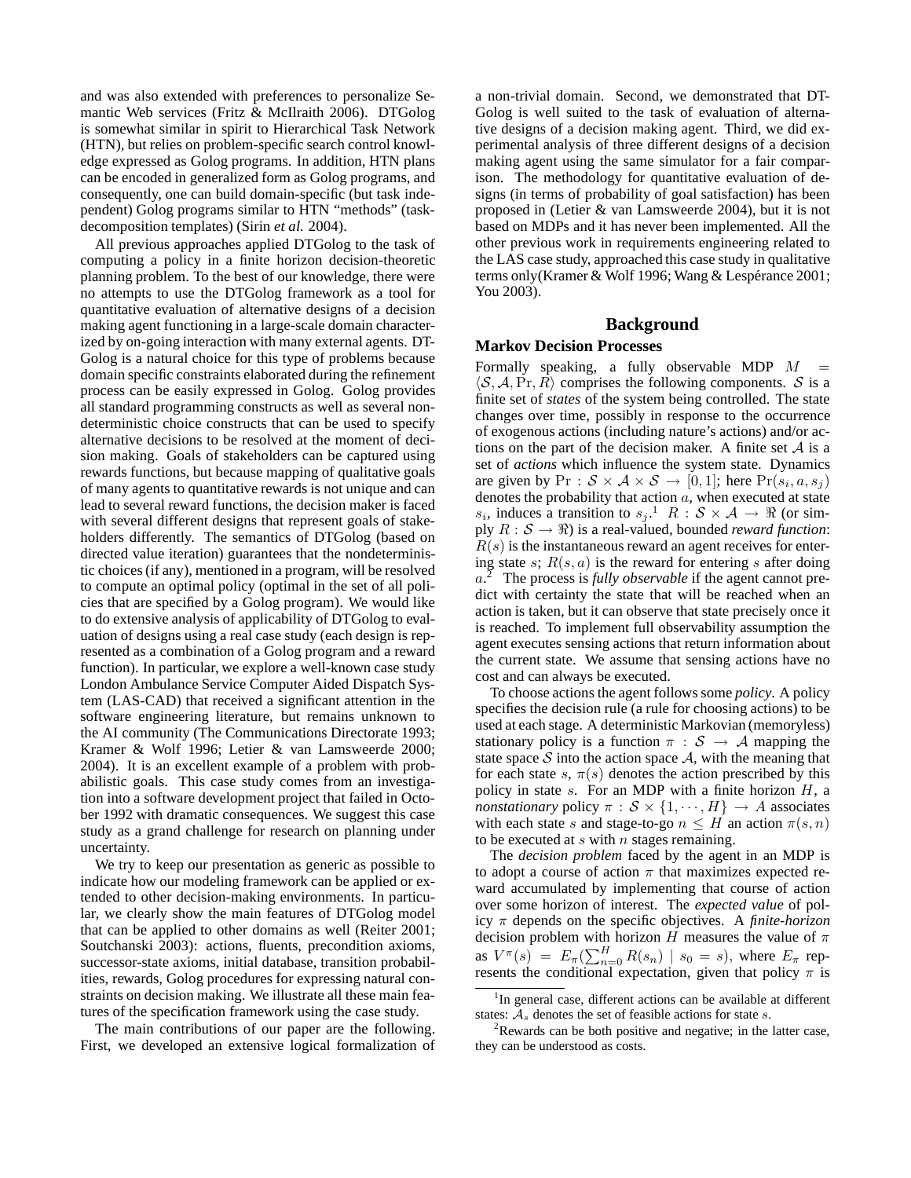and was also extended with preferences to personalize Semantic Web services (Fritz & McIlraith 2006). DTGolog is somewhat similar in spirit to Hierarchical Task Network (HTN), but relies on problem-specific search control knowledge expressed as Golog programs. In addition, HTN plans can be encoded in generalized form as Golog programs, and consequently, one can build domain-specific (but task independent) Golog programs similar to HTN "methods" (task-decomposition templates) (Sirin *et al.* 2004).

All previous approaches applied DTGolog to the task of computing a policy in a finite horizon decision-theoretic planning problem. To the best of our knowledge, there were no attempts to use the DTGolog framework as a tool for quantitative evaluation of alternative designs of a decision making agent functioning in a large-scale domain characterized by on-going interaction with many external agents. DTGolog is a natural choice for this type of problems because domain specific constraints elaborated during the refinement process can be easily expressed in Golog. Golog provides all standard programming constructs as well as several nondeterministic choice constructs that can be used to specify alternative decisions to be resolved at the moment of decision making. Goals of stakeholders can be captured using rewards functions, but because mapping of qualitative goals of many agents to quantitative rewards is not unique and can lead to several reward functions, the decision maker is faced with several different designs that represent goals of stakeholders differently. The semantics of DTGolog (based on directed value iteration) guarantees that the nondeterministic choices (if any), mentioned in a program, will be resolved to compute an optimal policy (optimal in the set of all policies that are specified by a Golog program). We would like to do extensive analysis of applicability of DTGolog to evaluation of designs using a real case study (each design is represented as a combination of a Golog program and a reward function). In particular, we explore a well-known case study London Ambulance Service Computer Aided Dispatch System (LAS-CAD) that received a significant attention in the software engineering literature, but remains unknown to the AI community (The Communications Directorate 1993; Kramer & Wolf 1996; Letier & van Lamsweerde 2000; 2004). It is an excellent example of a problem with probabilistic goals. This case study comes from an investigation into a software development project that failed in October 1992 with dramatic consequences. We suggest this case study as a grand challenge for research on planning under uncertainty.

We try to keep our presentation as generic as possible to indicate how our modeling framework can be applied or extended to other decision-making environments. In particular, we clearly show the main features of DTGolog model that can be applied to other domains as well (Reiter 2001; Soutchanski 2003): actions, fluents, precondition axioms, successor-state axioms, initial database, transition probabilities, rewards, Golog procedures for expressing natural constraints on decision making. We illustrate all these main features of the specification framework using the case study.

The main contributions of our paper are the following. First, we developed an extensive logical formalization of a non-trivial domain. Second, we demonstrated that DTGolog is well suited to the task of evaluation of alternative designs of a decision making agent. Third, we did experimental analysis of three different designs of a decision making agent using the same simulator for a fair comparison. The methodology for quantitative evaluation of designs (in terms of probability of goal satisfaction) has been proposed in (Letier & van Lamsweerde 2004), but it is not based on MDPs and it has never been implemented. All the other previous work in requirements engineering related to the LAS case study, approached this case study in qualitative terms only(Kramer & Wolf 1996; Wang & Lespérance 2001; You 2003).

## Background

### Markov Decision Processes

Formally speaking, a fully observable MDP $M = \langle \mathcal{S}, \mathcal{A}, \Pr, R \rangle$ comprises the following components. $\mathcal{S}$ is a finite set of *states* of the system being controlled. The state changes over time, possibly in response to the occurrence of exogenous actions (including nature's actions) and/or actions on the part of the decision maker. A finite set $\mathcal{A}$ is a set of *actions* which influence the system state. Dynamics are given by $\Pr : \mathcal{S} \times \mathcal{A} \times \mathcal{S} \rightarrow [0, 1]$; here $\Pr(s_i, a, s_j)$ denotes the probability that action $a$, when executed at state $s_i$, induces a transition to $s_j$.[1] $R : \mathcal{S} \times \mathcal{A} \rightarrow \Re$ (or simply $R : \mathcal{S} \rightarrow \Re$) is a real-valued, bounded *reward function*: $R(s)$ is the instantaneous reward an agent receives for entering state $s$; $R(s, a)$ is the reward for entering $s$ after doing $a$.[2] The process is *fully observable* if the agent cannot predict with certainty the state that will be reached when an action is taken, but it can observe that state precisely once it is reached. To implement full observability assumption the agent executes sensing actions that return information about the current state. We assume that sensing actions have no cost and can always be executed.

To choose actions the agent follows some *policy*. A policy specifies the decision rule (a rule for choosing actions) to be used at each stage. A deterministic Markovian (memoryless) stationary policy is a function $\pi : \mathcal{S} \rightarrow \mathcal{A}$ mapping the state space $\mathcal{S}$ into the action space $\mathcal{A}$, with the meaning that for each state $s$, $\pi(s)$ denotes the action prescribed by this policy in state $s$. For an MDP with a finite horizon $H$, a *nonstationary* policy $\pi : \mathcal{S} \times \{1, \cdots, H\} \rightarrow A$ associates with each state $s$ and stage-to-go $n \leq H$ an action $\pi(s, n)$ to be executed at $s$ with $n$ stages remaining.

The *decision problem* faced by the agent in an MDP is to adopt a course of action $\pi$ that maximizes expected reward accumulated by implementing that course of action over some horizon of interest. The *expected value* of policy $\pi$ depends on the specific objectives. A *finite-horizon* decision problem with horizon $H$ measures the value of $\pi$ as $V^{\pi}(s) = E_{\pi}(\sum_{n=0}^{H} R(s_n) \mid s_0 = s)$, where $E_{\pi}$ represents the conditional expectation, given that policy $\pi$ is

[1] In general case, different actions can be available at different states: $\mathcal{A}_s$ denotes the set of feasible actions for state $s$.

[2] Rewards can be both positive and negative; in the latter case, they can be understood as costs.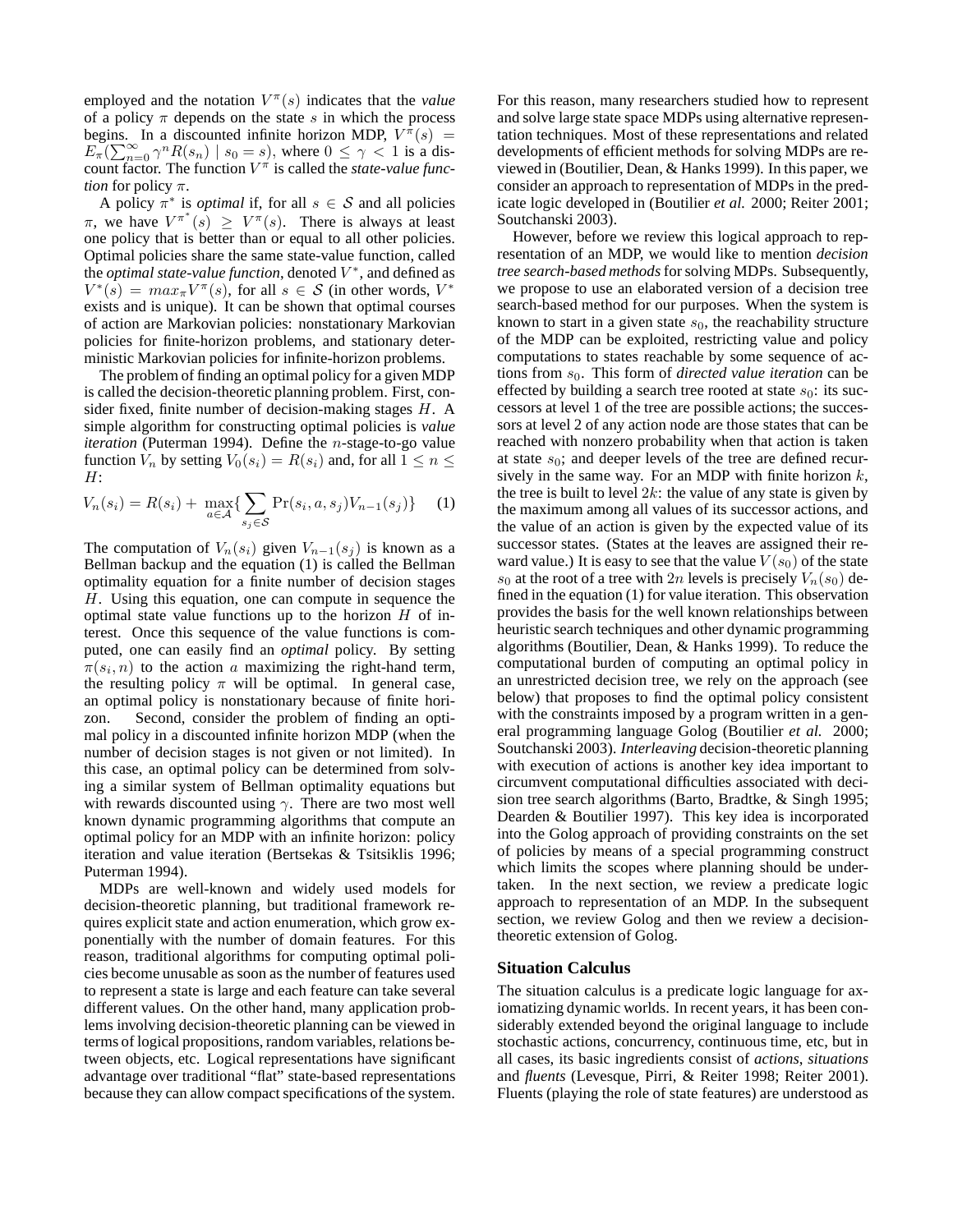employed and the notation $V^{\pi}(s)$ indicates that the *value* of a policy $\pi$ depends on the state $s$ in which the process begins. In a discounted infinite horizon MDP, $V^{\pi}(s) = E_{\pi}(\sum_{n=0}^{\infty} \gamma^n R(s_n) \mid s_0 = s)$, where $0 \leq \gamma < 1$ is a discount factor. The function $V^{\pi}$ is called the *state-value function* for policy $\pi$.

A policy $\pi^*$ is *optimal* if, for all $s \in \mathcal{S}$ and all policies $\pi$, we have $V^{\pi^*}(s) \geq V^{\pi}(s)$. There is always at least one policy that is better than or equal to all other policies. Optimal policies share the same state-value function, called the *optimal state-value function*, denoted $V^*$, and defined as $V^*(s) = max_{\pi} V^{\pi}(s)$, for all $s \in \mathcal{S}$ (in other words, $V^*$ exists and is unique). It can be shown that optimal courses of action are Markovian policies: nonstationary Markovian policies for finite-horizon problems, and stationary deterministic Markovian policies for infinite-horizon problems.

The problem of finding an optimal policy for a given MDP is called the decision-theoretic planning problem. First, consider fixed, finite number of decision-making stages $H$. A simple algorithm for constructing optimal policies is *value iteration* (Puterman 1994). Define the $n$-stage-to-go value function $V_n$ by setting $V_0(s_i) = R(s_i)$ and, for all $1 \leq n \leq H$:

$$V_n(s_i) = R(s_i) + \max_{a \in \mathcal{A}} \{ \sum_{s_j \in \mathcal{S}} \Pr(s_i, a, s_j) V_{n-1}(s_j) \} \quad (1)$$

The computation of $V_n(s_i)$ given $V_{n-1}(s_j)$ is known as a Bellman backup and the equation (1) is called the Bellman optimality equation for a finite number of decision stages $H$. Using this equation, one can compute in sequence the optimal state value functions up to the horizon $H$ of interest. Once this sequence of the value functions is computed, one can easily find an *optimal* policy. By setting $\pi(s_i, n)$ to the action $a$ maximizing the right-hand term, the resulting policy $\pi$ will be optimal. In general case, an optimal policy is nonstationary because of finite horizon. Second, consider the problem of finding an optimal policy in a discounted infinite horizon MDP (when the number of decision stages is not given or not limited). In this case, an optimal policy can be determined from solving a similar system of Bellman optimality equations but with rewards discounted using $\gamma$. There are two most well known dynamic programming algorithms that compute an optimal policy for an MDP with an infinite horizon: policy iteration and value iteration (Bertsekas & Tsitsiklis 1996; Puterman 1994).

MDPs are well-known and widely used models for decision-theoretic planning, but traditional framework requires explicit state and action enumeration, which grow exponentially with the number of domain features. For this reason, traditional algorithms for computing optimal policies become unusable as soon as the number of features used to represent a state is large and each feature can take several different values. On the other hand, many application problems involving decision-theoretic planning can be viewed in terms of logical propositions, random variables, relations between objects, etc. Logical representations have significant advantage over traditional "flat" state-based representations because they can allow compact specifications of the system. For this reason, many researchers studied how to represent and solve large state space MDPs using alternative representation techniques. Most of these representations and related developments of efficient methods for solving MDPs are reviewed in (Boutilier, Dean, & Hanks 1999). In this paper, we consider an approach to representation of MDPs in the predicate logic developed in (Boutilier *et al.* 2000; Reiter 2001; Soutchanski 2003).

However, before we review this logical approach to representation of an MDP, we would like to mention *decision tree search-based methods* for solving MDPs. Subsequently, we propose to use an elaborated version of a decision tree search-based method for our purposes. When the system is known to start in a given state $s_0$, the reachability structure of the MDP can be exploited, restricting value and policy computations to states reachable by some sequence of actions from $s_0$. This form of *directed value iteration* can be effected by building a search tree rooted at state $s_0$: its successors at level 1 of the tree are possible actions; the successors at level 2 of any action node are those states that can be reached with nonzero probability when that action is taken at state $s_0$; and deeper levels of the tree are defined recursively in the same way. For an MDP with finite horizon $k$, the tree is built to level $2k$: the value of any state is given by the maximum among all values of its successor actions, and the value of an action is given by the expected value of its successor states. (States at the leaves are assigned their reward value.) It is easy to see that the value $V(s_0)$ of the state $s_0$ at the root of a tree with $2n$ levels is precisely $V_n(s_0)$ defined in the equation (1) for value iteration. This observation provides the basis for the well known relationships between heuristic search techniques and other dynamic programming algorithms (Boutilier, Dean, & Hanks 1999). To reduce the computational burden of computing an optimal policy in an unrestricted decision tree, we rely on the approach (see below) that proposes to find the optimal policy consistent with the constraints imposed by a program written in a general programming language Golog (Boutilier *et al.* 2000; Soutchanski 2003). *Interleaving* decision-theoretic planning with execution of actions is another key idea important to circumvent computational difficulties associated with decision tree search algorithms (Barto, Bradtke, & Singh 1995; Dearden & Boutilier 1997). This key idea is incorporated into the Golog approach of providing constraints on the set of policies by means of a special programming construct which limits the scopes where planning should be undertaken. In the next section, we review a predicate logic approach to representation of an MDP. In the subsequent section, we review Golog and then we review a decision-theoretic extension of Golog.

## Situation Calculus

The situation calculus is a predicate logic language for axiomatizing dynamic worlds. In recent years, it has been considerably extended beyond the original language to include stochastic actions, concurrency, continuous time, etc, but in all cases, its basic ingredients consist of *actions*, *situations* and *fluents* (Levesque, Pirri, & Reiter 1998; Reiter 2001). Fluents (playing the role of state features) are understood as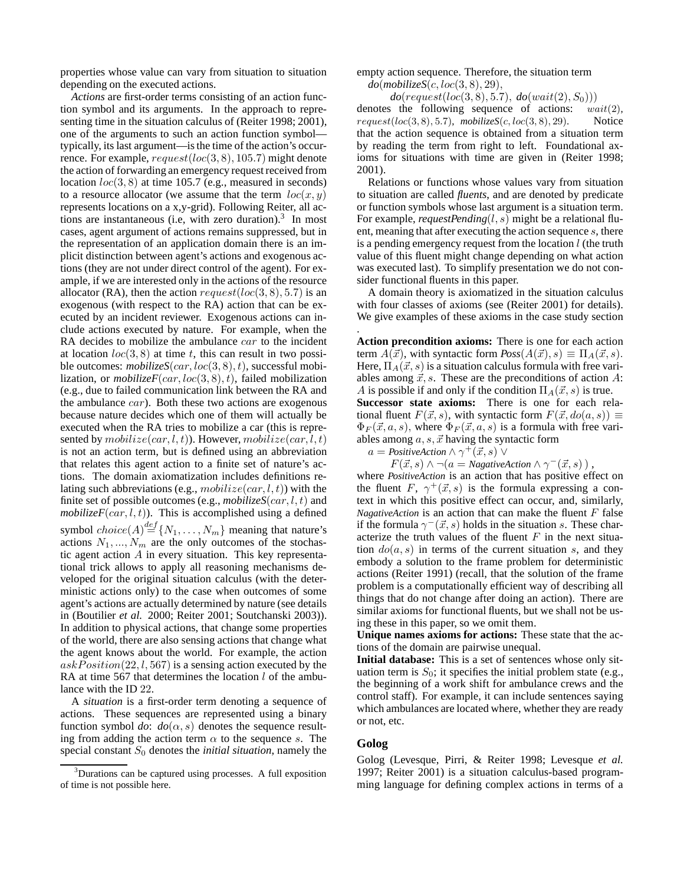properties whose value can vary from situation to situation depending on the executed actions.

*Actions* are first-order terms consisting of an action function symbol and its arguments. In the approach to representing time in the situation calculus of (Reiter 1998; 2001), one of the arguments to such an action function symbol—typically, its last argument—is the time of the action's occurrence. For example, $request(loc(3,8), 105.7)$ might denote the action of forwarding an emergency request received from location $loc(3,8)$ at time 105.7 (e.g., measured in seconds) to a resource allocator (we assume that the term $loc(x,y)$ represents locations on a x,y-grid). Following Reiter, all actions are instantaneous (i.e, with zero duration).[3] In most cases, agent argument of actions remains suppressed, but in the representation of an application domain there is an implicit distinction between agent's actions and exogenous actions (they are not under direct control of the agent). For example, if we are interested only in the actions of the resource allocator (RA), then the action $request(loc(3,8), 5.7)$ is an exogenous (with respect to the RA) action that can be executed by an incident reviewer. Exogenous actions can include actions executed by nature. For example, when the RA decides to mobilize the ambulance $car$ to the incident at location $loc(3,8)$ at time $t$, this can result in two possible outcomes: $mobilizeS(car, loc(3,8), t)$, successful mobilization, or $mobilizeF(car, loc(3,8), t)$, failed mobilization (e.g., due to failed communication link between the RA and the ambulance $car$). Both these two actions are exogenous because nature decides which one of them will actually be executed when the RA tries to mobilize a car (this is represented by $mobilize(car, l, t)$). However, $mobilize(car, l, t)$ is not an action term, but is defined using an abbreviation that relates this agent action to a finite set of nature's actions. The domain axiomatization includes definitions relating such abbreviations (e.g., $mobilize(car, l, t)$) with the finite set of possible outcomes (e.g., $mobilizeS(car, l, t)$ and $mobilizeF(car, l, t)$). This is accomplished using a defined symbol $choice(A) \stackrel{def}{=} \{N_1, \ldots, N_m\}$ meaning that nature's actions $N_1, ..., N_m$ are the only outcomes of the stochastic agent action $A$ in every situation. This key representational trick allows to apply all reasoning mechanisms developed for the original situation calculus (with the deterministic actions only) to the case when outcomes of some agent's actions are actually determined by nature (see details in (Boutilier *et al.* 2000; Reiter 2001; Soutchanski 2003)). In addition to physical actions, that change some properties of the world, there are also sensing actions that change what the agent knows about the world. For example, the action $askPosition(22, l, 567)$ is a sensing action executed by the RA at time 567 that determines the location $l$ of the ambulance with the ID 22.

A *situation* is a first-order term denoting a sequence of actions. These sequences are represented using a binary function symbol *do*: $do(\alpha, s)$ denotes the sequence resulting from adding the action term $\alpha$ to the sequence $s$. The special constant $S_0$ denotes the *initial situation*, namely the empty action sequence. Therefore, the situation term

$do(mobilizeS(c, loc(3,8), 29),$
$\quad do(request(loc(3,8), 5.7),\ do(wait(2), S_0)))$

denotes the following sequence of actions: $wait(2)$, $request(loc(3,8), 5.7)$, $mobilizeS(c, loc(3,8), 29)$. Notice that the action sequence is obtained from a situation term by reading the term from right to left. Foundational axioms for situations with time are given in (Reiter 1998; 2001).

Relations or functions whose values vary from situation to situation are called *fluents*, and are denoted by predicate or function symbols whose last argument is a situation term. For example, $requestPending(l, s)$ might be a relational fluent, meaning that after executing the action sequence $s$, there is a pending emergency request from the location $l$ (the truth value of this fluent might change depending on what action was executed last). To simplify presentation we do not consider functional fluents in this paper.

A domain theory is axiomatized in the situation calculus with four classes of axioms (see (Reiter 2001) for details). We give examples of these axioms in the case study section .

**Action precondition axioms:** There is one for each action term $A(\vec{x})$, with syntactic form $Poss(A(\vec{x}), s) \equiv \Pi_A(\vec{x}, s)$. Here, $\Pi_A(\vec{x}, s)$ is a situation calculus formula with free variables among $\vec{x}, s$. These are the preconditions of action $A$: $A$ is possible if and only if the condition $\Pi_A(\vec{x}, s)$ is true.

**Successor state axioms:** There is one for each relational fluent $F(\vec{x}, s)$, with syntactic form $F(\vec{x}, do(a, s)) \equiv \Phi_F(\vec{x}, a, s)$, where $\Phi_F(\vec{x}, a, s)$ is a formula with free variables among $a, s, \vec{x}$ having the syntactic form

$$a = PositiveAction \wedge \gamma^{+}(\vec{x}, s) \vee$$
$$F(\vec{x}, s) \wedge \neg(a = NagativeAction \wedge \gamma^{-}(\vec{x}, s)),$$

where $PositiveAction$ is an action that has positive effect on the fluent $F$, $\gamma^{+}(\vec{x}, s)$ is the formula expressing a context in which this positive effect can occur, and, similarly, $NagativeAction$ is an action that can make the fluent $F$ false if the formula $\gamma^{-}(\vec{x}, s)$ holds in the situation $s$. These characterize the truth values of the fluent $F$ in the next situation $do(a, s)$ in terms of the current situation $s$, and they embody a solution to the frame problem for deterministic actions (Reiter 1991) (recall, that the solution of the frame problem is a computationally efficient way of describing all things that do not change after doing an action). There are similar axioms for functional fluents, but we shall not be using these in this paper, so we omit them.

**Unique names axioms for actions:** These state that the actions of the domain are pairwise unequal.

**Initial database:** This is a set of sentences whose only situation term is $S_0$; it specifies the initial problem state (e.g., the beginning of a work shift for ambulance crews and the control staff). For example, it can include sentences saying which ambulances are located where, whether they are ready or not, etc.

## Golog

Golog (Levesque, Pirri, & Reiter 1998; Levesque *et al.* 1997; Reiter 2001) is a situation calculus-based programming language for defining complex actions in terms of a

[3] Durations can be captured using processes. A full exposition of time is not possible here.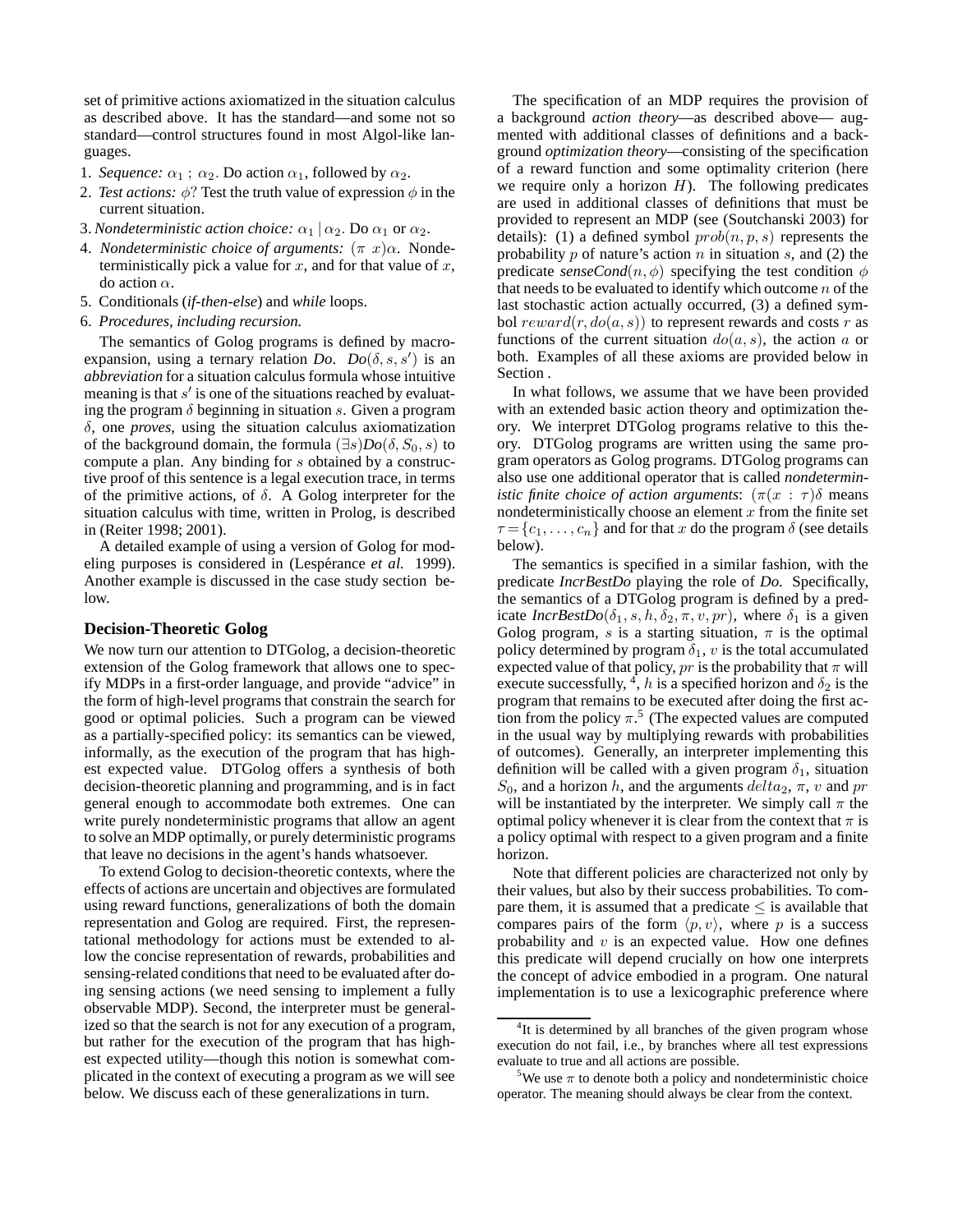set of primitive actions axiomatized in the situation calculus as described above. It has the standard—and some not so standard—control structures found in most Algol-like languages.

1. *Sequence:* $\alpha_1 ; \alpha_2$. Do action $\alpha_1$, followed by $\alpha_2$.
2. *Test actions:* $\phi$? Test the truth value of expression $\phi$ in the current situation.
3. *Nondeterministic action choice:* $\alpha_1 \mid \alpha_2$. Do $\alpha_1$ or $\alpha_2$.
4. *Nondeterministic choice of arguments:* $(\pi\ x)\alpha$. Nondeterministically pick a value for $x$, and for that value of $x$, do action $\alpha$.
5. Conditionals (*if-then-else*) and *while* loops.
6. *Procedures, including recursion.*

The semantics of Golog programs is defined by macro-expansion, using a ternary relation *Do*. $Do(\delta, s, s')$ is an *abbreviation* for a situation calculus formula whose intuitive meaning is that $s'$ is one of the situations reached by evaluating the program $\delta$ beginning in situation $s$. Given a program $\delta$, one *proves*, using the situation calculus axiomatization of the background domain, the formula $(\exists s)Do(\delta, S_0, s)$ to compute a plan. Any binding for $s$ obtained by a constructive proof of this sentence is a legal execution trace, in terms of the primitive actions, of $\delta$. A Golog interpreter for the situation calculus with time, written in Prolog, is described in (Reiter 1998; 2001).

A detailed example of using a version of Golog for modeling purposes is considered in (Lespérance *et al.* 1999). Another example is discussed in the case study section below.

### Decision-Theoretic Golog

We now turn our attention to DTGolog, a decision-theoretic extension of the Golog framework that allows one to specify MDPs in a first-order language, and provide "advice" in the form of high-level programs that constrain the search for good or optimal policies. Such a program can be viewed as a partially-specified policy: its semantics can be viewed, informally, as the execution of the program that has highest expected value. DTGolog offers a synthesis of both decision-theoretic planning and programming, and is in fact general enough to accommodate both extremes. One can write purely nondeterministic programs that allow an agent to solve an MDP optimally, or purely deterministic programs that leave no decisions in the agent's hands whatsoever.

To extend Golog to decision-theoretic contexts, where the effects of actions are uncertain and objectives are formulated using reward functions, generalizations of both the domain representation and Golog are required. First, the representational methodology for actions must be extended to allow the concise representation of rewards, probabilities and sensing-related conditions that need to be evaluated after doing sensing actions (we need sensing to implement a fully observable MDP). Second, the interpreter must be generalized so that the search is not for any execution of a program, but rather for the execution of the program that has highest expected utility—though this notion is somewhat complicated in the context of executing a program as we will see below. We discuss each of these generalizations in turn.

The specification of an MDP requires the provision of a background *action theory*—as described above— augmented with additional classes of definitions and a background *optimization theory*—consisting of the specification of a reward function and some optimality criterion (here we require only a horizon $H$). The following predicates are used in additional classes of definitions that must be provided to represent an MDP (see (Soutchanski 2003) for details): (1) a defined symbol $prob(n, p, s)$ represents the probability $p$ of nature's action $n$ in situation $s$, and (2) the predicate *senseCond*$(n, \phi)$ specifying the test condition $\phi$ that needs to be evaluated to identify which outcome $n$ of the last stochastic action actually occurred, (3) a defined symbol $reward(r, do(a, s))$ to represent rewards and costs $r$ as functions of the current situation $do(a, s)$, the action $a$ or both. Examples of all these axioms are provided below in Section .

In what follows, we assume that we have been provided with an extended basic action theory and optimization theory. We interpret DTGolog programs relative to this theory. DTGolog programs are written using the same program operators as Golog programs. DTGolog programs can also use one additional operator that is called *nondeterministic finite choice of action arguments*: $(\pi(x : \tau)\delta$ means nondeterministically choose an element $x$ from the finite set $\tau = \{c_1, \ldots, c_n\}$ and for that $x$ do the program $\delta$ (see details below).

The semantics is specified in a similar fashion, with the predicate *IncrBestDo* playing the role of *Do*. Specifically, the semantics of a DTGolog program is defined by a predicate *IncrBestDo*$(\delta_1, s, h, \delta_2, \pi, v, pr)$, where $\delta_1$ is a given Golog program, $s$ is a starting situation, $\pi$ is the optimal policy determined by program $\delta_1$, $v$ is the total accumulated expected value of that policy, $pr$ is the probability that $\pi$ will execute successfully, [4], $h$ is a specified horizon and $\delta_2$ is the program that remains to be executed after doing the first action from the policy $\pi$.[5] (The expected values are computed in the usual way by multiplying rewards with probabilities of outcomes). Generally, an interpreter implementing this definition will be called with a given program $\delta_1$, situation $S_0$, and a horizon $h$, and the arguments $delta_2$, $\pi$, $v$ and $pr$ will be instantiated by the interpreter. We simply call $\pi$ the optimal policy whenever it is clear from the context that $\pi$ is a policy optimal with respect to a given program and a finite horizon.

Note that different policies are characterized not only by their values, but also by their success probabilities. To compare them, it is assumed that a predicate $\leq$ is available that compares pairs of the form $\langle p, v\rangle$, where $p$ is a success probability and $v$ is an expected value. How one defines this predicate will depend crucially on how one interprets the concept of advice embodied in a program. One natural implementation is to use a lexicographic preference where

[4] It is determined by all branches of the given program whose execution do not fail, i.e., by branches where all test expressions evaluate to true and all actions are possible.

[5] We use $\pi$ to denote both a policy and nondeterministic choice operator. The meaning should always be clear from the context.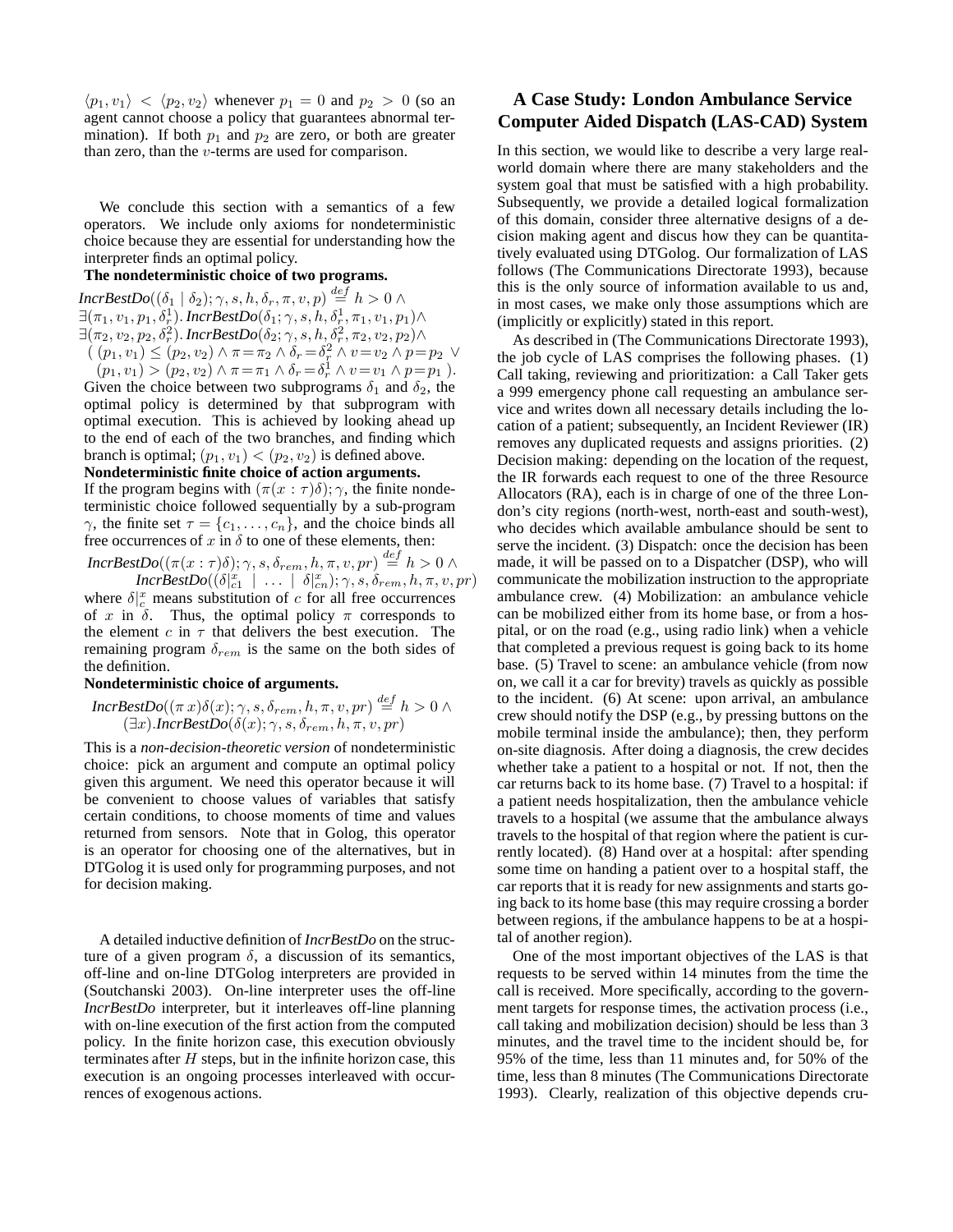$\langle p_1, v_1 \rangle < \langle p_2, v_2 \rangle$ whenever $p_1 = 0$ and $p_2 > 0$ (so an agent cannot choose a policy that guarantees abnormal termination). If both $p_1$ and $p_2$ are zero, or both are greater than zero, than the $v$-terms are used for comparison.

We conclude this section with a semantics of a few operators. We include only axioms for nondeterministic choice because they are essential for understanding how the interpreter finds an optimal policy.

**The nondeterministic choice of two programs.**

$$\begin{array}{l}
\mathit{IncrBestDo}((\delta_1 \mid \delta_2); \gamma, s, h, \delta_r, \pi, v, p) \stackrel{def}{=} h > 0 \wedge \\
\exists(\pi_1, v_1, p_1, \delta_r^1).\, \mathit{IncrBestDo}(\delta_1; \gamma, s, h, \delta_r^1, \pi_1, v_1, p_1) \wedge \\
\exists(\pi_2, v_2, p_2, \delta_r^2).\, \mathit{IncrBestDo}(\delta_2; \gamma, s, h, \delta_r^2, \pi_2, v_2, p_2) \wedge \\
(\ (p_1, v_1) \leq (p_2, v_2) \wedge \pi = \pi_2 \wedge \delta_r = \delta_r^2 \wedge v = v_2 \wedge p = p_2 \ \vee \\
\ (p_1, v_1) > (p_2, v_2) \wedge \pi = \pi_1 \wedge \delta_r = \delta_r^1 \wedge v = v_1 \wedge p = p_1 \ ).
\end{array}$$

Given the choice between two subprograms $\delta_1$ and $\delta_2$, the optimal policy is determined by that subprogram with optimal execution. This is achieved by looking ahead up to the end of each of the two branches, and finding which branch is optimal; $(p_1, v_1) < (p_2, v_2)$ is defined above.

**Nondeterministic finite choice of action arguments.**

If the program begins with $(\pi(x : \tau)\delta); \gamma$, the finite nondeterministic choice followed sequentially by a sub-program $\gamma$, the finite set $\tau = \{c_1, \ldots, c_n\}$, and the choice binds all free occurrences of $x$ in $\delta$ to one of these elements, then:

$$\begin{array}{l}
\mathit{IncrBestDo}((\pi(x : \tau)\delta); \gamma, s, \delta_{rem}, h, \pi, v, pr) \stackrel{def}{=} h > 0 \wedge \\
\qquad \mathit{IncrBestDo}((\delta|_{c1}^{x} \ \mid \ \ldots \ \mid \ \delta|_{cn}^{x}); \gamma, s, \delta_{rem}, h, \pi, v, pr)
\end{array}$$

where $\delta|_c^x$ means substitution of $c$ for all free occurrences of $x$ in $\delta$. Thus, the optimal policy $\pi$ corresponds to the element $c$ in $\tau$ that delivers the best execution. The remaining program $\delta_{rem}$ is the same on the both sides of the definition.

**Nondeterministic choice of arguments.**

$$\begin{array}{l}
\mathit{IncrBestDo}((\pi\, x)\delta(x); \gamma, s, \delta_{rem}, h, \pi, v, pr) \stackrel{def}{=} h > 0 \wedge \\
\qquad (\exists x).\mathit{IncrBestDo}(\delta(x); \gamma, s, \delta_{rem}, h, \pi, v, pr)
\end{array}$$

This is a *non-decision-theoretic version* of nondeterministic choice: pick an argument and compute an optimal policy given this argument. We need this operator because it will be convenient to choose values of variables that satisfy certain conditions, to choose moments of time and values returned from sensors. Note that in Golog, this operator is an operator for choosing one of the alternatives, but in DTGolog it is used only for programming purposes, and not for decision making.

A detailed inductive definition of *IncrBestDo* on the structure of a given program $\delta$, a discussion of its semantics, off-line and on-line DTGolog interpreters are provided in (Soutchanski 2003). On-line interpreter uses the off-line *IncrBestDo* interpreter, but it interleaves off-line planning with on-line execution of the first action from the computed policy. In the finite horizon case, this execution obviously terminates after $H$ steps, but in the infinite horizon case, this execution is an ongoing processes interleaved with occurrences of exogenous actions.

## A Case Study: London Ambulance Service Computer Aided Dispatch (LAS-CAD) System

In this section, we would like to describe a very large real-world domain where there are many stakeholders and the system goal that must be satisfied with a high probability. Subsequently, we provide a detailed logical formalization of this domain, consider three alternative designs of a decision making agent and discus how they can be quantitatively evaluated using DTGolog. Our formalization of LAS follows (The Communications Directorate 1993), because this is the only source of information available to us and, in most cases, we make only those assumptions which are (implicitly or explicitly) stated in this report.

As described in (The Communications Directorate 1993), the job cycle of LAS comprises the following phases. (1) Call taking, reviewing and prioritization: a Call Taker gets a 999 emergency phone call requesting an ambulance service and writes down all necessary details including the location of a patient; subsequently, an Incident Reviewer (IR) removes any duplicated requests and assigns priorities. (2) Decision making: depending on the location of the request, the IR forwards each request to one of the three Resource Allocators (RA), each is in charge of one of the three London's city regions (north-west, north-east and south-west), who decides which available ambulance should be sent to serve the incident. (3) Dispatch: once the decision has been made, it will be passed on to a Dispatcher (DSP), who will communicate the mobilization instruction to the appropriate ambulance crew. (4) Mobilization: an ambulance vehicle can be mobilized either from its home base, or from a hospital, or on the road (e.g., using radio link) when a vehicle that completed a previous request is going back to its home base. (5) Travel to scene: an ambulance vehicle (from now on, we call it a car for brevity) travels as quickly as possible to the incident. (6) At scene: upon arrival, an ambulance crew should notify the DSP (e.g., by pressing buttons on the mobile terminal inside the ambulance); then, they perform on-site diagnosis. After doing a diagnosis, the crew decides whether take a patient to a hospital or not. If not, then the car returns back to its home base. (7) Travel to a hospital: if a patient needs hospitalization, then the ambulance vehicle travels to a hospital (we assume that the ambulance always travels to the hospital of that region where the patient is currently located). (8) Hand over at a hospital: after spending some time on handing a patient over to a hospital staff, the car reports that it is ready for new assignments and starts going back to its home base (this may require crossing a border between regions, if the ambulance happens to be at a hospital of another region).

One of the most important objectives of the LAS is that requests to be served within 14 minutes from the time the call is received. More specifically, according to the government targets for response times, the activation process (i.e., call taking and mobilization decision) should be less than 3 minutes, and the travel time to the incident should be, for 95% of the time, less than 11 minutes and, for 50% of the time, less than 8 minutes (The Communications Directorate 1993). Clearly, realization of this objective depends cru-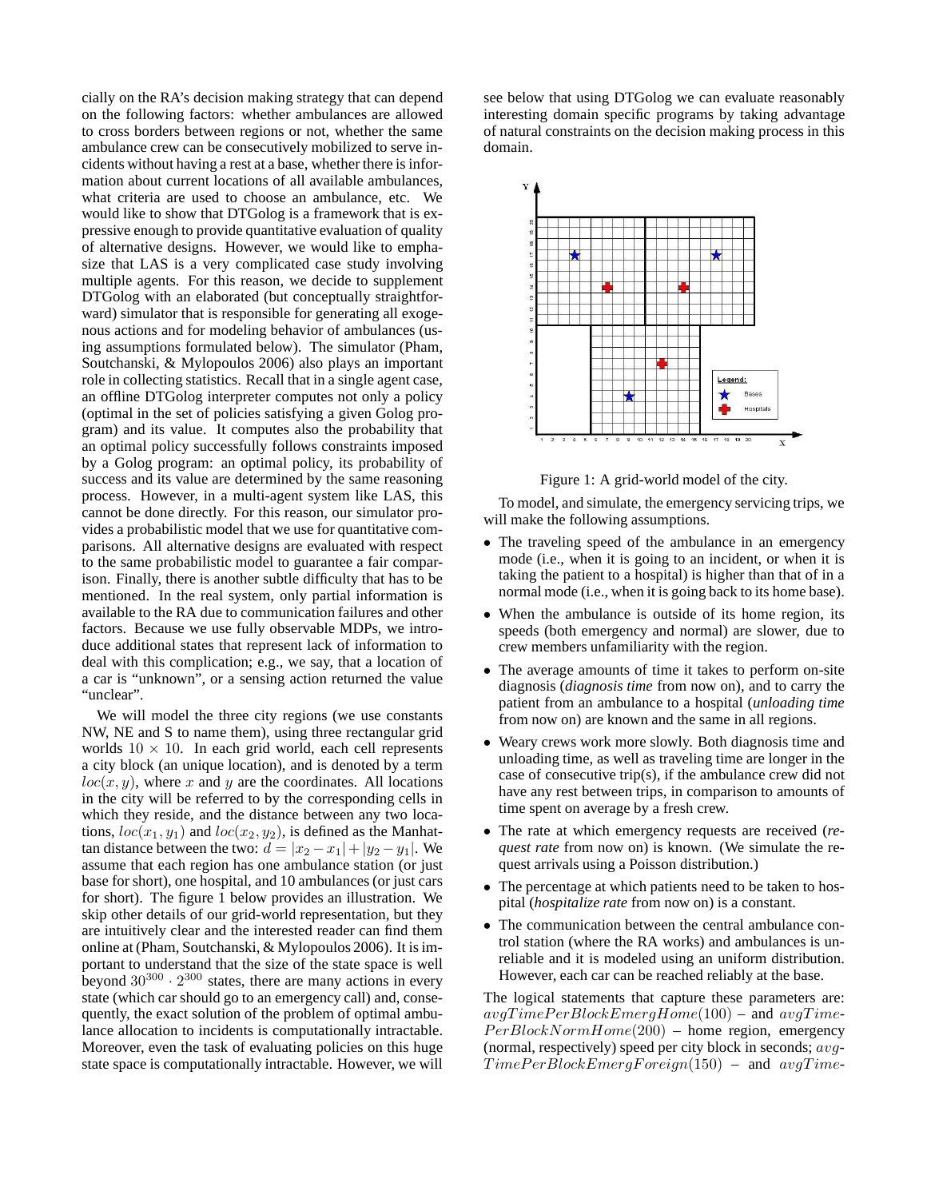cially on the RA's decision making strategy that can depend on the following factors: whether ambulances are allowed to cross borders between regions or not, whether the same ambulance crew can be consecutively mobilized to serve incidents without having a rest at a base, whether there is information about current locations of all available ambulances, what criteria are used to choose an ambulance, etc. We would like to show that DTGolog is a framework that is expressive enough to provide quantitative evaluation of quality of alternative designs. However, we would like to emphasize that LAS is a very complicated case study involving multiple agents. For this reason, we decide to supplement DTGolog with an elaborated (but conceptually straightforward) simulator that is responsible for generating all exogenous actions and for modeling behavior of ambulances (using assumptions formulated below). The simulator (Pham, Soutchanski, & Mylopoulos 2006) also plays an important role in collecting statistics. Recall that in a single agent case, an offline DTGolog interpreter computes not only a policy (optimal in the set of policies satisfying a given Golog program) and its value. It computes also the probability that an optimal policy successfully follows constraints imposed by a Golog program: an optimal policy, its probability of success and its value are determined by the same reasoning process. However, in a multi-agent system like LAS, this cannot be done directly. For this reason, our simulator provides a probabilistic model that we use for quantitative comparisons. All alternative designs are evaluated with respect to the same probabilistic model to guarantee a fair comparison. Finally, there is another subtle difficulty that has to be mentioned. In the real system, only partial information is available to the RA due to communication failures and other factors. Because we use fully observable MDPs, we introduce additional states that represent lack of information to deal with this complication; e.g., we say, that a location of a car is "unknown", or a sensing action returned the value "unclear".

We will model the three city regions (we use constants NW, NE and S to name them), using three rectangular grid worlds $10 \times 10$. In each grid world, each cell represents a city block (an unique location), and is denoted by a term $loc(x, y)$, where $x$ and $y$ are the coordinates. All locations in the city will be referred to by the corresponding cells in which they reside, and the distance between any two locations, $loc(x_1, y_1)$ and $loc(x_2, y_2)$, is defined as the Manhattan distance between the two: $d = |x_2 - x_1| + |y_2 - y_1|$. We assume that each region has one ambulance station (or just base for short), one hospital, and 10 ambulances (or just cars for short). The figure 1 below provides an illustration. We skip other details of our grid-world representation, but they are intuitively clear and the interested reader can find them online at (Pham, Soutchanski, & Mylopoulos 2006). It is important to understand that the size of the state space is well beyond $30^{300} \cdot 2^{300}$ states, there are many actions in every state (which car should go to an emergency call) and, consequently, the exact solution of the problem of optimal ambulance allocation to incidents is computationally intractable. Moreover, even the task of evaluating policies on this huge state space is computationally intractable. However, we will see below that using DTGolog we can evaluate reasonably interesting domain specific programs by taking advantage of natural constraints on the decision making process in this domain.

Figure 1: A grid-world model of the city.

To model, and simulate, the emergency servicing trips, we will make the following assumptions.

- The traveling speed of the ambulance in an emergency mode (i.e., when it is going to an incident, or when it is taking the patient to a hospital) is higher than that of in a normal mode (i.e., when it is going back to its home base).
- When the ambulance is outside of its home region, its speeds (both emergency and normal) are slower, due to crew members unfamiliarity with the region.
- The average amounts of time it takes to perform on-site diagnosis (*diagnosis time* from now on), and to carry the patient from an ambulance to a hospital (*unloading time* from now on) are known and the same in all regions.
- Weary crews work more slowly. Both diagnosis time and unloading time, as well as traveling time are longer in the case of consecutive trip(s), if the ambulance crew did not have any rest between trips, in comparison to amounts of time spent on average by a fresh crew.
- The rate at which emergency requests are received (*request rate* from now on) is known. (We simulate the request arrivals using a Poisson distribution.)
- The percentage at which patients need to be taken to hospital (*hospitalize rate* from now on) is a constant.
- The communication between the central ambulance control station (where the RA works) and ambulances is unreliable and it is modeled using an uniform distribution. However, each car can be reached reliably at the base.

The logical statements that capture these parameters are: $avgTimePerBlockEmergHome(100)$ – and $avgTimePerBlockNormHome(200)$ – home region, emergency (normal, respectively) speed per city block in seconds; $avgTimePerBlockEmergForeign(150)$ – and $avgTime$-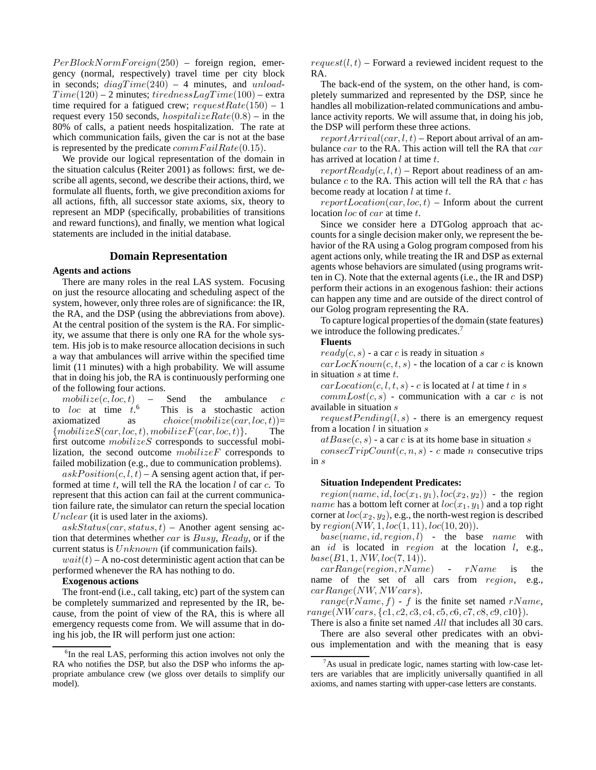$PerBlockNormForeign(250)$ – foreign region, emergency (normal, respectively) travel time per city block in seconds; $diagTime(240)$ – 4 minutes, and $unloadTime(120)$ – 2 minutes; $tirednessLagTime(100)$ – extra time required for a fatigued crew; $requestRate(150)$ – 1 request every 150 seconds, $hospitalizeRate(0.8)$ – in the 80% of calls, a patient needs hospitalization. The rate at which communication fails, given the car is not at the base is represented by the predicate $commFailRate(0.15)$.

We provide our logical representation of the domain in the situation calculus (Reiter 2001) as follows: first, we describe all agents, second, we describe their actions, third, we formulate all fluents, forth, we give precondition axioms for all actions, fifth, all successor state axioms, six, theory to represent an MDP (specifically, probabilities of transitions and reward functions), and finally, we mention what logical statements are included in the initial database.

## Domain Representation

**Agents and actions**

There are many roles in the real LAS system. Focusing on just the resource allocating and scheduling aspect of the system, however, only three roles are of significance: the IR, the RA, and the DSP (using the abbreviations from above). At the central position of the system is the RA. For simplicity, we assume that there is only one RA for the whole system. His job is to make resource allocation decisions in such a way that ambulances will arrive within the specified time limit (11 minutes) with a high probability. We will assume that in doing his job, the RA is continuously performing one of the following four actions.

$mobilize(c, loc, t)$ – Send the ambulance $c$ to $loc$ at time $t$.[6] This is a stochastic action axiomatized as $choice(mobilize(car, loc, t))= \{mobilizeS(car, loc, t), mobilizeF(car, loc, t)\}$. The first outcome $mobilizeS$ corresponds to successful mobilization, the second outcome $mobilizeF$ corresponds to failed mobilization (e.g., due to communication problems).

$askPosition(c, l, t)$ – A sensing agent action that, if performed at time $t$, will tell the RA the location $l$ of car $c$. To represent that this action can fail at the current communication failure rate, the simulator can return the special location $Unclear$ (it is used later in the axioms).

$askStatus(car, status, t)$ – Another agent sensing action that determines whether $car$ is $Busy$, $Ready$, or if the current status is $Unknown$ (if communication fails).

$wait(t)$ – A no-cost deterministic agent action that can be performed whenever the RA has nothing to do.

**Exogenous actions**

The front-end (i.e., call taking, etc) part of the system can be completely summarized and represented by the IR, because, from the point of view of the RA, this is where all emergency requests come from. We will assume that in doing his job, the IR will perform just one action:

$request(l, t)$ – Forward a reviewed incident request to the RA.

The back-end of the system, on the other hand, is completely summarized and represented by the DSP, since he handles all mobilization-related communications and ambulance activity reports. We will assume that, in doing his job, the DSP will perform these three actions.

$reportArrival(car, l, t)$ – Report about arrival of an ambulance $car$ to the RA. This action will tell the RA that $car$ has arrived at location $l$ at time $t$.

$reportReady(c, l, t)$ – Report about readiness of an ambulance $c$ to the RA. This action will tell the RA that $c$ has become ready at location $l$ at time $t$.

$reportLocation(car, loc, t)$ – Inform about the current location $loc$ of $car$ at time $t$.

Since we consider here a DTGolog approach that accounts for a single decision maker only, we represent the behavior of the RA using a Golog program composed from his agent actions only, while treating the IR and DSP as external agents whose behaviors are simulated (using programs written in C). Note that the external agents (i.e., the IR and DSP) perform their actions in an exogenous fashion: their actions can happen any time and are outside of the direct control of our Golog program representing the RA.

To capture logical properties of the domain (state features) we introduce the following predicates.[7]

**Fluents**

$ready(c, s)$ - a car $c$ is ready in situation $s$

$carLocKnown(c, t, s)$ - the location of a car $c$ is known in situation $s$ at time $t$.

$carLocation(c, l, t, s)$ - $c$ is located at $l$ at time $t$ in $s$

$commLost(c, s)$ - communication with a car $c$ is not available in situation $s$

$requestPending(l, s)$ - there is an emergency request from a location $l$ in situation $s$

$atBase(c, s)$ - a car $c$ is at its home base in situation $s$

$consecTripCount(c, n, s)$ - $c$ made $n$ consecutive trips in $s$

**Situation Independent Predicates:**

$region(name, id, loc(x_1, y_1), loc(x_2, y_2))$ - the region $name$ has a bottom left corner at $loc(x_1, y_1)$ and a top right corner at $loc(x_2, y_2)$, e.g., the north-west region is described by $region(NW, 1, loc(1, 11), loc(10, 20))$.

$base(name, id, region, l)$ - the base $name$ with an $id$ is located in $region$ at the location $l$, e.g., $base(B1, 1, NW, loc(7, 14))$.

$carRange(region, rName)$ - $rName$ is the name of the set of all cars from $region$, e.g., $carRange(NW, NWcars)$.

$range(rName, f)$ - $f$ is the finite set named $rName$, $range(NWcars, \{c1, c2, c3, c4, c5, c6, c7, c8, c9, c10\})$.

There is also a finite set named $All$ that includes all 30 cars.

There are also several other predicates with an obvious implementation and with the meaning that is easy

---

[6] In the real LAS, performing this action involves not only the RA who notifies the DSP, but also the DSP who informs the appropriate ambulance crew (we gloss over details to simplify our model).

[7] As usual in predicate logic, names starting with low-case letters are variables that are implicitly universally quantified in all axioms, and names starting with upper-case letters are constants.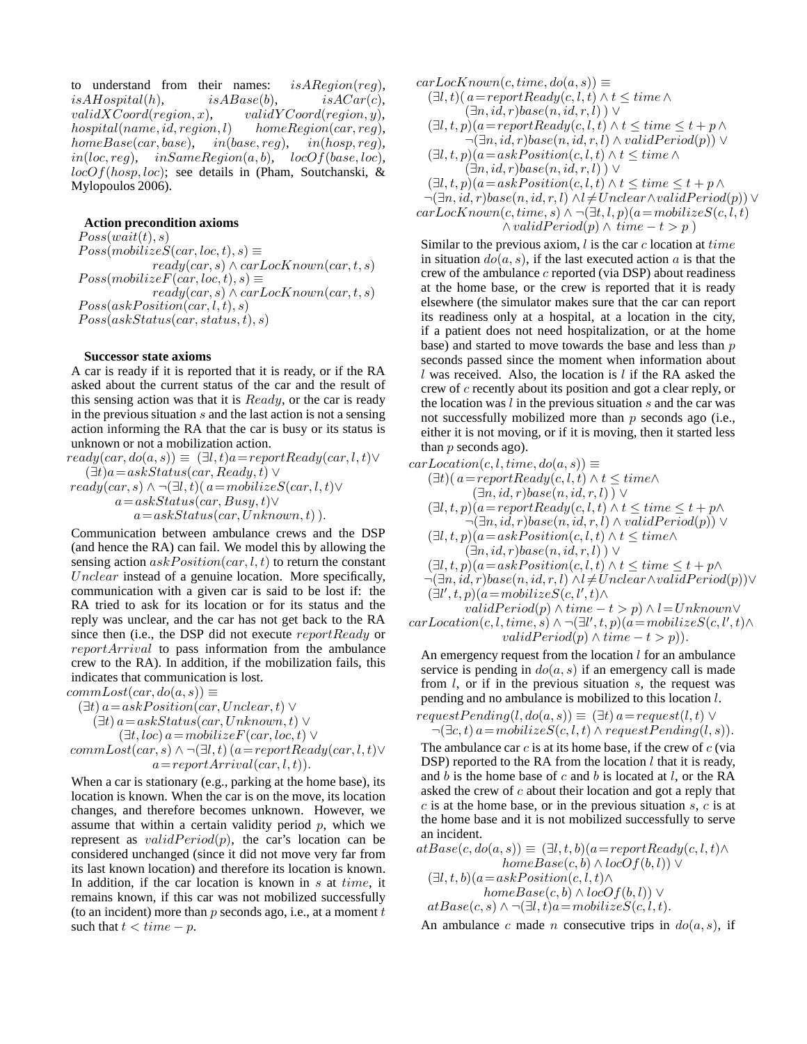to understand from their names: $isARegion(reg)$, $isAHospital(h)$, $isABase(b)$, $isACar(c)$, $validXCoord(region, x)$, $validYCoord(region, y)$, $hospital(name, id, region, l)$ $homeRegion(car, reg)$, $homeBase(car, base)$, $in(base, reg)$, $in(hosp, reg)$, $in(loc, reg)$, $inSameRegion(a, b)$, $locOf(base, loc)$, $locOf(hosp, loc)$; see details in (Pham, Soutchanski, & Mylopoulos 2006).

**Action precondition axioms**

$Poss(wait(t), s)$
$Poss(mobilizeS(car, loc, t), s) \equiv$
$\quad ready(car, s) \wedge carLocKnown(car, t, s)$
$Poss(mobilizeF(car, loc, t), s) \equiv$
$\quad ready(car, s) \wedge carLocKnown(car, t, s)$
$Poss(askPosition(car, l, t), s)$
$Poss(askStatus(car, status, t), s)$

**Successor state axioms**

A car is ready if it is reported that it is ready, or if the RA asked about the current status of the car and the result of this sensing action was that it is $Ready$, or the car is ready in the previous situation $s$ and the last action is not a sensing action informing the RA that the car is busy or its status is unknown or not a mobilization action.

$$ready(car, do(a, s)) \equiv (\exists l, t) a = reportReady(car, l, t) \vee$$
$$(\exists t) a = askStatus(car, Ready, t) \vee$$
$$ready(car, s) \wedge \neg(\exists l, t)(\, a = mobilizeS(car, l, t) \vee$$
$$a = askStatus(car, Busy, t) \vee$$
$$a = askStatus(car, Unknown, t)\,).$$

Communication between ambulance crews and the DSP (and hence the RA) can fail. We model this by allowing the sensing action $askPosition(car, l, t)$ to return the constant $Unclear$ instead of a genuine location. More specifically, communication with a given car is said to be lost if: the RA tried to ask for its location or for its status and the reply was unclear, and the car has not get back to the RA since then (i.e., the DSP did not execute $reportReady$ or $reportArrival$ to pass information from the ambulance crew to the RA). In addition, if the mobilization fails, this indicates that communication is lost.

$$commLost(car, do(a, s)) \equiv$$
$$(\exists t)\, a = askPosition(car, Unclear, t) \vee$$
$$(\exists t)\, a = askStatus(car, Unknown, t) \vee$$
$$(\exists t, loc)\, a = mobilizeF(car, loc, t) \vee$$
$$commLost(car, s) \wedge \neg(\exists l, t)\,(a = reportReady(car, l, t) \vee$$
$$a = reportArrival(car, l, t)).$$

When a car is stationary (e.g., parking at the home base), its location is known. When the car is on the move, its location changes, and therefore becomes unknown. However, we assume that within a certain validity period $p$, which we represent as $validPeriod(p)$, the car's location can be considered unchanged (since it did not move very far from its last known location) and therefore its location is known. In addition, if the car location is known in $s$ at $time$, it remains known, if this car was not mobilized successfully (to an incident) more than $p$ seconds ago, i.e., at a moment $t$ such that $t < time - p$.

$$carLocKnown(c, time, do(a, s)) \equiv$$
$$(\exists l, t)(\, a = reportReady(c, l, t) \wedge t \leq time \wedge$$
$$(\exists n, id, r) base(n, id, r, l)\,) \vee$$
$$(\exists l, t, p)(a = reportReady(c, l, t) \wedge t \leq time \leq t + p \wedge$$
$$\neg(\exists n, id, r) base(n, id, r, l) \wedge validPeriod(p)) \vee$$
$$(\exists l, t)(a = askPosition(c, l, t) \wedge t \leq time \wedge$$
$$(\exists n, id, r) base(n, id, r, l)\,) \vee$$
$$(\exists l, t, p)(a = askPosition(c, l, t) \wedge t \leq time \leq t + p \wedge$$
$$\neg(\exists n, id, r) base(n, id, r, l) \wedge l \neq Unclear \wedge validPeriod(p)) \vee$$
$$carLocKnown(c, time, s) \wedge \neg(\exists t, l, p)(a = mobilizeS(c, l, t)$$
$$\wedge\, validPeriod(p) \wedge time - t > p\,)$$

Similar to the previous axiom, $l$ is the car $c$ location at $time$ in situation $do(a, s)$, if the last executed action $a$ is that the crew of the ambulance $c$ reported (via DSP) about readiness at the home base, or the crew is reported that it is ready elsewhere (the simulator makes sure that the car can report its readiness only at a hospital, at a location in the city, if a patient does not need hospitalization, or at the home base) and started to move towards the base and less than $p$ seconds passed since the moment when information about $l$ was received. Also, the location is $l$ if the RA asked the crew of $c$ recently about its position and got a clear reply, or the location was $l$ in the previous situation $s$ and the car was not successfully mobilized more than $p$ seconds ago (i.e., either it is not moving, or if it is moving, then it started less than $p$ seconds ago).

$$carLocation(c, l, time, do(a, s)) \equiv$$
$$(\exists t)(\, a = reportReady(c, l, t) \wedge t \leq time \wedge$$
$$(\exists n, id, r) base(n, id, r, l)\,) \vee$$
$$(\exists l, t, p)(a = reportReady(c, l, t) \wedge t \leq time \leq t + p \wedge$$
$$\neg(\exists n, id, r) base(n, id, r, l) \wedge validPeriod(p)) \vee$$
$$(\exists l, t, p)(a = askPosition(c, l, t) \wedge t \leq time \wedge$$
$$(\exists n, id, r) base(n, id, r, l)\,) \vee$$
$$(\exists l, t, p)(a = askPosition(c, l, t) \wedge t \leq time \leq t + p \wedge$$
$$\neg(\exists n, id, r) base(n, id, r, l) \wedge l \neq Unclear \wedge validPeriod(p)) \vee$$
$$(\exists l', t, p)(a = mobilizeS(c, l', t) \wedge$$
$$validPeriod(p) \wedge time - t > p) \wedge l = Unknown \vee$$
$$carLocation(c, l, time, s) \wedge \neg(\exists l', t, p)(a = mobilizeS(c, l', t) \wedge$$
$$validPeriod(p) \wedge time - t > p)).$$

An emergency request from the location $l$ for an ambulance service is pending in $do(a, s)$ if an emergency call is made from $l$, or if in the previous situation $s$, the request was pending and no ambulance is mobilized to this location $l$.

$$requestPending(l, do(a, s)) \equiv (\exists t)\, a = request(l, t) \vee$$
$$\neg(\exists c, t)\, a = mobilizeS(c, l, t) \wedge requestPending(l, s)).$$

The ambulance car $c$ is at its home base, if the crew of $c$ (via DSP) reported to the RA from the location $l$ that it is ready, and $b$ is the home base of $c$ and $b$ is located at $l$, or the RA asked the crew of $c$ about their location and got a reply that $c$ is at the home base, or in the previous situation $s$, $c$ is at the home base and it is not mobilized successfully to serve an incident.

$$atBase(c, do(a, s)) \equiv (\exists l, t, b)(a = reportReady(c, l, t) \wedge$$
$$homeBase(c, b) \wedge locOf(b, l)) \vee$$
$$(\exists l, t, b)(a = askPosition(c, l, t) \wedge$$
$$homeBase(c, b) \wedge locOf(b, l)) \vee$$
$$atBase(c, s) \wedge \neg(\exists l, t) a = mobilizeS(c, l, t).$$

An ambulance $c$ made $n$ consecutive trips in $do(a, s)$, if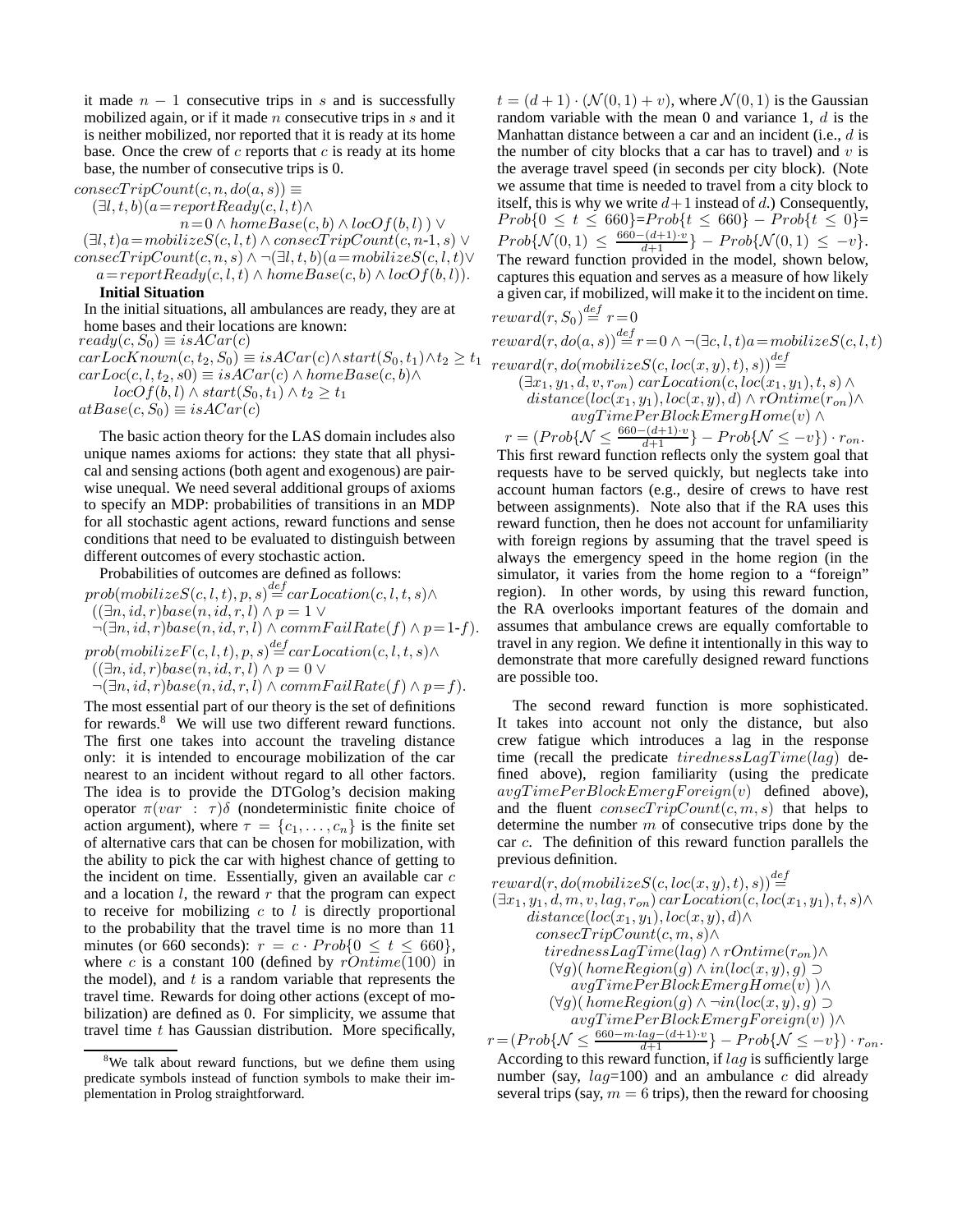it made $n-1$ consecutive trips in $s$ and is successfully mobilized again, or if it made $n$ consecutive trips in $s$ and it is neither mobilized, nor reported that it is ready at its home base. Once the crew of $c$ reports that $c$ is ready at its home base, the number of consecutive trips is 0.

$$
\begin{aligned}
&consecTripCount(c,n,do(a,s)) \equiv \\
&\quad (\exists l,t,b)(a{=}reportReady(c,l,t) \wedge \\
&\qquad n{=}0 \wedge homeBase(c,b) \wedge locOf(b,l)\,) \vee \\
&\quad (\exists l,t)a{=}mobilizeS(c,l,t) \wedge consecTripCount(c,n\text{-}1,s) \vee \\
&consecTripCount(c,n,s) \wedge \neg(\exists l,t,b)(a{=}mobilizeS(c,l,t) \vee \\
&\quad a{=}reportReady(c,l,t) \wedge homeBase(c,b) \wedge locOf(b,l)).
\end{aligned}
$$

**Initial Situation**

In the initial situations, all ambulances are ready, they are at home bases and their locations are known:

$$
\begin{aligned}
&ready(c,S_0) \equiv isACar(c) \\
&carLocKnown(c,t_2,S_0) \equiv isACar(c) \wedge start(S_0,t_1) \wedge t_2 \geq t_1 \\
&carLoc(c,l,t_2,s0) \equiv isACar(c) \wedge homeBase(c,b) \wedge \\
&\quad locOf(b,l) \wedge start(S_0,t_1) \wedge t_2 \geq t_1 \\
&atBase(c,S_0) \equiv isACar(c)
\end{aligned}
$$

The basic action theory for the LAS domain includes also unique names axioms for actions: they state that all physical and sensing actions (both agent and exogenous) are pairwise unequal. We need several additional groups of axioms to specify an MDP: probabilities of transitions in an MDP for all stochastic agent actions, reward functions and sense conditions that need to be evaluated to distinguish between different outcomes of every stochastic action.

Probabilities of outcomes are defined as follows:

$$
\begin{aligned}
&prob(mobilizeS(c,l,t),p,s) \stackrel{def}{=} carLocation(c,l,t,s) \wedge \\
&\quad ((\exists n,id,r)base(n,id,r,l) \wedge p=1 \vee \\
&\quad \neg(\exists n,id,r)base(n,id,r,l) \wedge commFailRate(f) \wedge p{=}1\text{-}f). \\
&prob(mobilizeF(c,l,t),p,s) \stackrel{def}{=} carLocation(c,l,t,s) \wedge \\
&\quad ((\exists n,id,r)base(n,id,r,l) \wedge p=0 \vee \\
&\quad \neg(\exists n,id,r)base(n,id,r,l) \wedge commFailRate(f) \wedge p{=}f).
\end{aligned}
$$

The most essential part of our theory is the set of definitions for rewards.[8] We will use two different reward functions. The first one takes into account the traveling distance only: it is intended to encourage mobilization of the car nearest to an incident without regard to all other factors. The idea is to provide the DTGolog's decision making operator $\pi(var : \tau)\delta$ (nondeterministic finite choice of action argument), where $\tau = \{c_1,\ldots,c_n\}$ is the finite set of alternative cars that can be chosen for mobilization, with the ability to pick the car with highest chance of getting to the incident on time. Essentially, given an available car $c$ and a location $l$, the reward $r$ that the program can expect to receive for mobilizing $c$ to $l$ is directly proportional to the probability that the travel time is no more than 11 minutes (or 660 seconds): $r = c \cdot Prob\{0 \leq t \leq 660\}$, where $c$ is a constant 100 (defined by $rOntime(100)$ in the model), and $t$ is a random variable that represents the travel time. Rewards for doing other actions (except of mobilization) are defined as 0. For simplicity, we assume that travel time $t$ has Gaussian distribution. More specifically, $t = (d+1)\cdot(\mathcal{N}(0,1)+v)$, where $\mathcal{N}(0,1)$ is the Gaussian random variable with the mean 0 and variance 1, $d$ is the Manhattan distance between a car and an incident (i.e., $d$ is the number of city blocks that a car has to travel) and $v$ is the average travel speed (in seconds per city block). (Note we assume that time is needed to travel from a city block to itself, this is why we write $d+1$ instead of $d$.) Consequently, $Prob\{0 \leq t \leq 660\}$=$Prob\{t \leq 660\} - Prob\{t \leq 0\}$= $Prob\{\mathcal{N}(0,1) \leq \frac{660-(d+1)\cdot v}{d+1}\} - Prob\{\mathcal{N}(0,1) \leq -v\}$. The reward function provided in the model, shown below, captures this equation and serves as a measure of how likely a given car, if mobilized, will make it to the incident on time.

$$
\begin{aligned}
&reward(r,S_0) \stackrel{def}{=} r=0 \\
&reward(r,do(a,s)) \stackrel{def}{=} r=0 \wedge \neg(\exists c,l,t)a=mobilizeS(c,l,t) \\
&reward(r,do(mobilizeS(c,loc(x,y),t),s)) \stackrel{def}{=} \\
&\quad (\exists x_1,y_1,d,v,r_{on})\ carLocation(c,loc(x_1,y_1),t,s) \wedge \\
&\qquad distance(loc(x_1,y_1),loc(x,y),d) \wedge rOntime(r_{on}) \wedge \\
&\qquad avgTimePerBlockEmergHome(v) \wedge \\
&\quad r = (Prob\{\mathcal{N} \leq \tfrac{660-(d+1)\cdot v}{d+1}\} - Prob\{\mathcal{N} \leq -v\}) \cdot r_{on}.
\end{aligned}
$$

This first reward function reflects only the system goal that requests have to be served quickly, but neglects take into account human factors (e.g., desire of crews to have rest between assignments). Note also that if the RA uses this reward function, then he does not account for unfamiliarity with foreign regions by assuming that the travel speed is always the emergency speed in the home region (in the simulator, it varies from the home region to a "foreign" region). In other words, by using this reward function, the RA overlooks important features of the domain and assumes that ambulance crews are equally comfortable to travel in any region. We define it intentionally in this way to demonstrate that more carefully designed reward functions are possible too.

The second reward function is more sophisticated. It takes into account not only the distance, but also crew fatigue which introduces a lag in the response time (recall the predicate $tirednessLagTime(lag)$ defined above), region familiarity (using the predicate $avgTimePerBlockEmergForeign(v)$ defined above), and the fluent $consecTripCount(c,m,s)$ that helps to determine the number $m$ of consecutive trips done by the car $c$. The definition of this reward function parallels the previous definition.

$$
\begin{aligned}
&reward(r,do(mobilizeS(c,loc(x,y),t),s)) \stackrel{def}{=} \\
&(\exists x_1,y_1,d,m,v,lag,r_{on})\ carLocation(c,loc(x_1,y_1),t,s) \wedge \\
&\quad distance(loc(x_1,y_1),loc(x,y),d) \wedge \\
&\quad consecTripCount(c,m,s) \wedge \\
&\quad tirednessLagTime(lag) \wedge rOntime(r_{on}) \wedge \\
&\quad (\forall g)(\,homeRegion(g) \wedge in(loc(x,y),g) \supset \\
&\qquad avgTimePerBlockEmergHome(v)\,) \wedge \\
&\quad (\forall g)(\,homeRegion(g) \wedge \neg in(loc(x,y),g) \supset \\
&\qquad avgTimePerBlockEmergForeign(v)\,) \wedge \\
&r = (Prob\{\mathcal{N} \leq \tfrac{660-m\cdot lag-(d+1)\cdot v}{d+1}\} - Prob\{\mathcal{N} \leq -v\}) \cdot r_{on}.
\end{aligned}
$$

According to this reward function, if $lag$ is sufficiently large number (say, $lag$=100) and an ambulance $c$ did already several trips (say, $m=6$ trips), then the reward for choosing

[8] We talk about reward functions, but we define them using predicate symbols instead of function symbols to make their implementation in Prolog straightforward.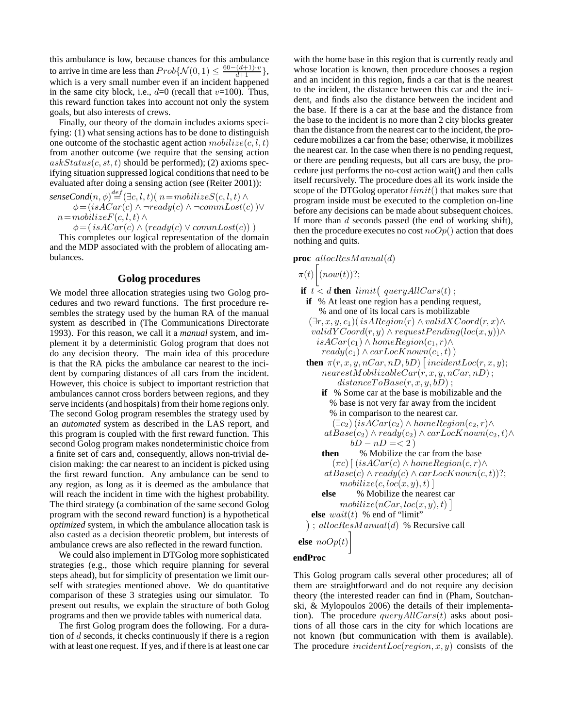this ambulance is low, because chances for this ambulance to arrive in time are less than $Prob\{\mathcal{N}(0,1) \leq \frac{60-(d+1)\cdot v}{d+1}\}$, which is a very small number even if an incident happened in the same city block, i.e., $d$=0 (recall that $v$=100). Thus, this reward function takes into account not only the system goals, but also interests of crews.

Finally, our theory of the domain includes axioms specifying: (1) what sensing actions has to be done to distinguish one outcome of the stochastic agent action $mobilize(c, l, t)$ from another outcome (we require that the sensing action $askStatus(c, st, t)$ should be performed); (2) axioms specifying situation suppressed logical conditions that need to be evaluated after doing a sensing action (see (Reiter 2001)):

$$\begin{array}{l} senseCond(n, \phi) \stackrel{def}{=} (\exists c, l, t)(\, n = mobilizeS(c, l, t) \wedge \\ \quad \phi = (isACar(c) \wedge \neg ready(c) \wedge \neg commLost(c)\,) \vee \\ n = mobilizeF(c, l, t) \wedge \\ \quad \phi = (\, isACar(c) \wedge (ready(c) \vee commLost(c))\,)\,) \end{array}$$

This completes our logical representation of the domain and the MDP associated with the problem of allocating ambulances.

## Golog procedures

We model three allocation strategies using two Golog procedures and two reward functions. The first procedure resembles the strategy used by the human RA of the manual system as described in (The Communications Directorate 1993). For this reason, we call it a *manual* system, and implement it by a deterministic Golog program that does not do any decision theory. The main idea of this procedure is that the RA picks the ambulance car nearest to the incident by comparing distances of all cars from the incident. However, this choice is subject to important restriction that ambulances cannot cross borders between regions, and they serve incidents (and hospitals) from their home regions only. The second Golog program resembles the strategy used by an *automated* system as described in the LAS report, and this program is coupled with the first reward function. This second Golog program makes nondeterministic choice from a finite set of cars and, consequently, allows non-trivial decision making: the car nearest to an incident is picked using the first reward function. Any ambulance can be send to any region, as long as it is deemed as the ambulance that will reach the incident in time with the highest probability. The third strategy (a combination of the same second Golog program with the second reward function) is a hypothetical *optimized* system, in which the ambulance allocation task is also casted as a decision theoretic problem, but interests of ambulance crews are also reflected in the reward function.

We could also implement in DTGolog more sophisticated strategies (e.g., those which require planning for several steps ahead), but for simplicity of presentation we limit ourself with strategies mentioned above. We do quantitative comparison of these 3 strategies using our simulator. To present out results, we explain the structure of both Golog programs and then we provide tables with numerical data.

The first Golog program does the following. For a duration of $d$ seconds, it checks continuously if there is a region with at least one request. If yes, and if there is at least one car with the home base in this region that is currently ready and whose location is known, then procedure chooses a region and an incident in this region, finds a car that is the nearest to the incident, the distance between this car and the incident, and finds also the distance between the incident and the base. If there is a car at the base and the distance from the base to the incident is no more than 2 city blocks greater than the distance from the nearest car to the incident, the procedure mobilizes a car from the base; otherwise, it mobilizes the nearest car. In the case when there is no pending request, or there are pending requests, but all cars are busy, the procedure just performs the no-cost action wait() and then calls itself recursively. The procedure does all its work inside the scope of the DTGolog operator $limit()$ that makes sure that program inside must be executed to the completion on-line before any decisions can be made about subsequent choices. If more than $d$ seconds passed (the end of working shift), then the procedure executes no cost $noOp()$ action that does nothing and quits.

```
proc allocResManual(d)
 π(t) [ (now(t))?;
  if t < d then limit( queryAllCars(t) ;
    if % At least one region has a pending request,
       % and one of its local cars is mobilizable
       (∃r, x, y, c1)( isARegion(r) ∧ validXCoord(r, x)∧
        validYCoord(r, y) ∧ requestPending(loc(x, y))∧
          isACar(c1) ∧ homeRegion(c1, r)∧
           ready(c1) ∧ carLocKnown(c1, t) )
    then π(r, x, y, nCar, nD, bD) [ incidentLoc(r, x, y);
         nearestMobilizableCar(r, x, y, nCar, nD) ;
              distanceToBase(r, x, y, bD) ;
       if % Some car at the base is mobilizable and the
          % base is not very far away from the incident
          % in comparison to the nearest car.
            (∃c2) (isACar(c2) ∧ homeRegion(c2, r)∧
          atBase(c2) ∧ ready(c2) ∧ carLocKnown(c2, t)∧
                 bD − nD =< 2 )
       then       % Mobilize the car from the base
            (πc) [ (isACar(c) ∧ homeRegion(c, r)∧
          atBase(c) ∧ ready(c) ∧ carLocKnown(c, t))?;
              mobilize(c, loc(x, y), t) ]
       else       % Mobilize the nearest car
            mobilize(nCar, loc(x, y), t) ]
    else wait(t)  % end of "limit"
   ) ; allocResManual(d)  % Recursive call
 else noOp(t) ]
endProc
```

This Golog program calls several other procedures; all of them are straightforward and do not require any decision theory (the interested reader can find in (Pham, Soutchanski, & Mylopoulos 2006) the details of their implementation). The procedure $queryAllCars(t)$ asks about positions of all those cars in the city for which locations are not known (but communication with them is available). The procedure $incidentLoc(region, x, y)$ consists of the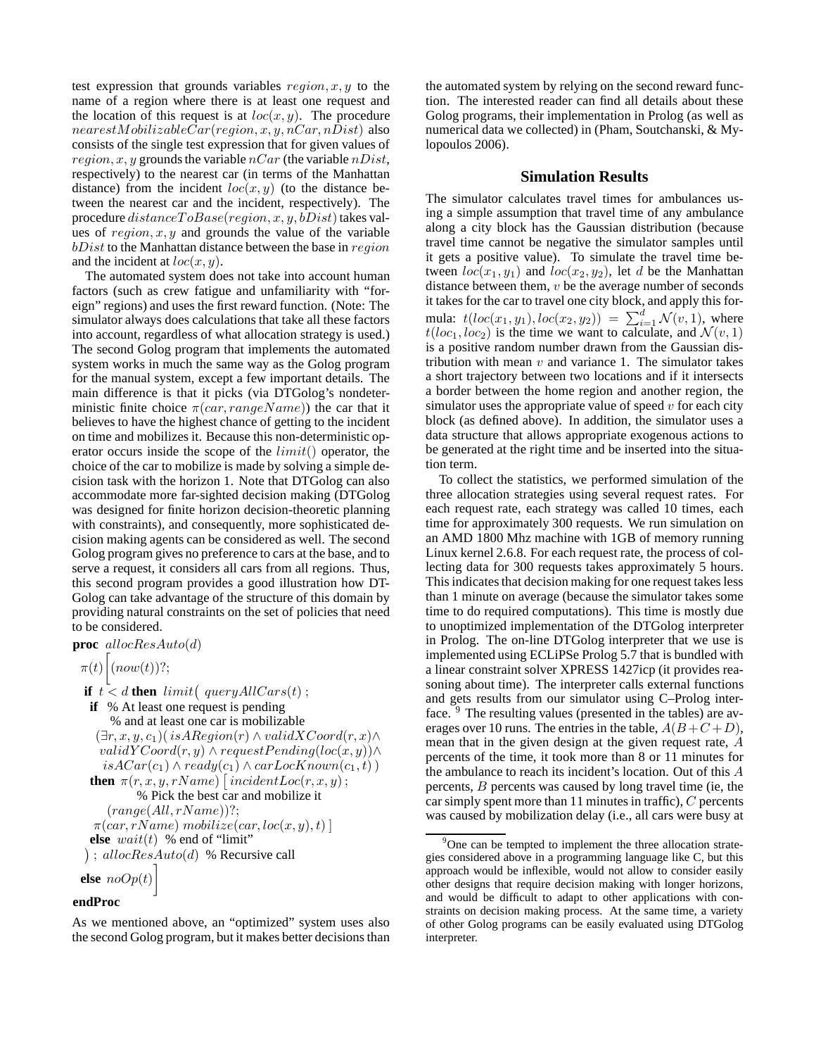test expression that grounds variables $region, x, y$ to the name of a region where there is at least one request and the location of this request is at $loc(x, y)$. The procedure $nearestMobilizableCar(region, x, y, nCar, nDist)$ also consists of the single test expression that for given values of $region, x, y$ grounds the variable $nCar$ (the variable $nDist$, respectively) to the nearest car (in terms of the Manhattan distance) from the incident $loc(x, y)$ (to the distance between the nearest car and the incident, respectively). The procedure $distanceToBase(region, x, y, bDist)$ takes values of $region, x, y$ and grounds the value of the variable $bDist$ to the Manhattan distance between the base in $region$ and the incident at $loc(x, y)$.

The automated system does not take into account human factors (such as crew fatigue and unfamiliarity with "foreign" regions) and uses the first reward function. (Note: The simulator always does calculations that take all these factors into account, regardless of what allocation strategy is used.) The second Golog program that implements the automated system works in much the same way as the Golog program for the manual system, except a few important details. The main difference is that it picks (via DTGolog's nondeterministic finite choice $\pi(car, rangeName)$) the car that it believes to have the highest chance of getting to the incident on time and mobilizes it. Because this non-deterministic operator occurs inside the scope of the $limit()$ operator, the choice of the car to mobilize is made by solving a simple decision task with the horizon 1. Note that DTGolog can also accommodate more far-sighted decision making (DTGolog was designed for finite horizon decision-theoretic planning with constraints), and consequently, more sophisticated decision making agents can be considered as well. The second Golog program gives no preference to cars at the base, and to serve a request, it considers all cars from all regions. Thus, this second program provides a good illustration how DTGolog can take advantage of the structure of this domain by providing natural constraints on the set of policies that need to be considered.

```
proc allocResAuto(d)
  π(t) [ (now(t))?;
    if t < d then limit( queryAllCars(t) ;
      if  % At least one request is pending
          % and at least one car is mobilizable
        (∃r, x, y, c1)( isARegion(r) ∧ validXCoord(r, x)∧
          validYCoord(r, y) ∧ requestPending(loc(x, y))∧
          isACar(c1) ∧ ready(c1) ∧ carLocKnown(c1, t) )
      then π(r, x, y, rName) [ incidentLoc(r, x, y) ;
              % Pick the best car and mobilize it
          (range(All, rName))?;
        π(car, rName) mobilize(car, loc(x, y), t) ]
      else wait(t)  % end of "limit"
    ) ; allocResAuto(d)  % Recursive call
  else noOp(t) ]
endProc
```

As we mentioned above, an "optimized" system uses also the second Golog program, but it makes better decisions than the automated system by relying on the second reward function. The interested reader can find all details about these Golog programs, their implementation in Prolog (as well as numerical data we collected) in (Pham, Soutchanski, & Mylopoulos 2006).

## Simulation Results

The simulator calculates travel times for ambulances using a simple assumption that travel time of any ambulance along a city block has the Gaussian distribution (because travel time cannot be negative the simulator samples until it gets a positive value). To simulate the travel time between $loc(x_1, y_1)$ and $loc(x_2, y_2)$, let $d$ be the Manhattan distance between them, $v$ be the average number of seconds it takes for the car to travel one city block, and apply this formula: $t(loc(x_1, y_1), loc(x_2, y_2)) = \sum_{i=1}^{d} \mathcal{N}(v, 1)$, where $t(loc_1, loc_2)$ is the time we want to calculate, and $\mathcal{N}(v, 1)$ is a positive random number drawn from the Gaussian distribution with mean $v$ and variance 1. The simulator takes a short trajectory between two locations and if it intersects a border between the home region and another region, the simulator uses the appropriate value of speed $v$ for each city block (as defined above). In addition, the simulator uses a data structure that allows appropriate exogenous actions to be generated at the right time and be inserted into the situation term.

To collect the statistics, we performed simulation of the three allocation strategies using several request rates. For each request rate, each strategy was called 10 times, each time for approximately 300 requests. We run simulation on an AMD 1800 Mhz machine with 1GB of memory running Linux kernel 2.6.8. For each request rate, the process of collecting data for 300 requests takes approximately 5 hours. This indicates that decision making for one request takes less than 1 minute on average (because the simulator takes some time to do required computations). This time is mostly due to unoptimized implementation of the DTGolog interpreter in Prolog. The on-line DTGolog interpreter that we use is implemented using ECLiPSe Prolog 5.7 that is bundled with a linear constraint solver XPRESS 1427icp (it provides reasoning about time). The interpreter calls external functions and gets results from our simulator using C–Prolog interface.[9] The resulting values (presented in the tables) are averages over 10 runs. The entries in the table, $A(B+C+D)$, mean that in the given design at the given request rate, $A$ percents of the time, it took more than 8 or 11 minutes for the ambulance to reach its incident's location. Out of this $A$ percents, $B$ percents was caused by long travel time (ie, the car simply spent more than 11 minutes in traffic), $C$ percents was caused by mobilization delay (i.e., all cars were busy at

[9] One can be tempted to implement the three allocation strategies considered above in a programming language like C, but this approach would be inflexible, would not allow to consider easily other designs that require decision making with longer horizons, and would be difficult to adapt to other applications with constraints on decision making process. At the same time, a variety of other Golog programs can be easily evaluated using DTGolog interpreter.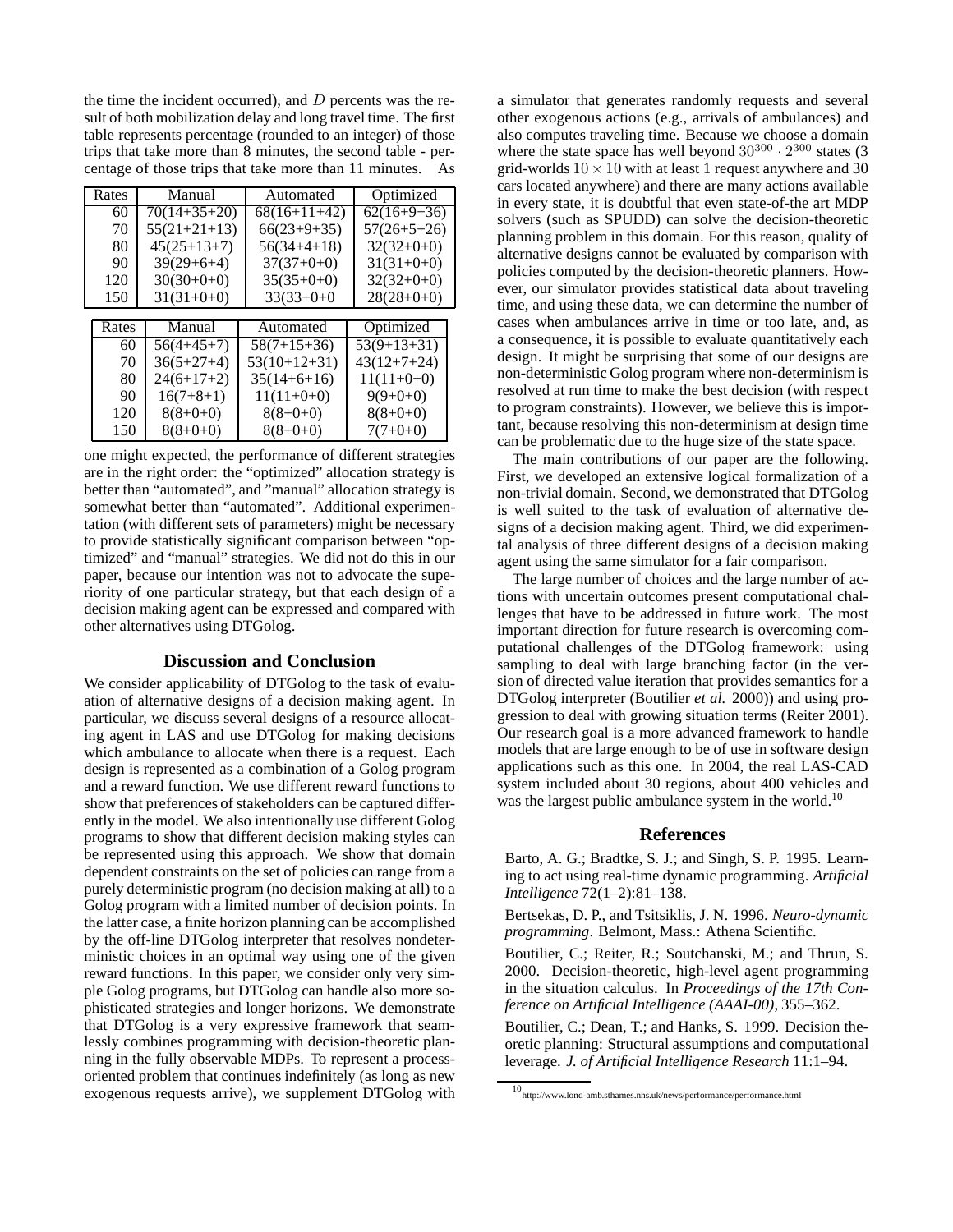the time the incident occurred), and $D$ percents was the result of both mobilization delay and long travel time. The first table represents percentage (rounded to an integer) of those trips that take more than 8 minutes, the second table - percentage of those trips that take more than 11 minutes. As

| Rates | Manual | Automated | Optimized |
|---|---|---|---|
| 60 | 70(14+35+20) | 68(16+11+42) | 62(16+9+36) |
| 70 | 55(21+21+13) | 66(23+9+35) | 57(26+5+26) |
| 80 | 45(25+13+7) | 56(34+4+18) | 32(32+0+0) |
| 90 | 39(29+6+4) | 37(37+0+0) | 31(31+0+0) |
| 120 | 30(30+0+0) | 35(35+0+0) | 32(32+0+0) |
| 150 | 31(31+0+0) | 33(33+0+0 | 28(28+0+0) |

| Rates | Manual | Automated | Optimized |
|---|---|---|---|
| 60 | 56(4+45+7) | 58(7+15+36) | 53(9+13+31) |
| 70 | 36(5+27+4) | 53(10+12+31) | 43(12+7+24) |
| 80 | 24(6+17+2) | 35(14+6+16) | 11(11+0+0) |
| 90 | 16(7+8+1) | 11(11+0+0) | 9(9+0+0) |
| 120 | 8(8+0+0) | 8(8+0+0) | 8(8+0+0) |
| 150 | 8(8+0+0) | 8(8+0+0) | 7(7+0+0) |

one might expected, the performance of different strategies are in the right order: the "optimized" allocation strategy is better than "automated", and "manual" allocation strategy is somewhat better than "automated". Additional experimentation (with different sets of parameters) might be necessary to provide statistically significant comparison between "optimized" and "manual" strategies. We did not do this in our paper, because our intention was not to advocate the superiority of one particular strategy, but that each design of a decision making agent can be expressed and compared with other alternatives using DTGolog.

## Discussion and Conclusion

We consider applicability of DTGolog to the task of evaluation of alternative designs of a decision making agent. In particular, we discuss several designs of a resource allocating agent in LAS and use DTGolog for making decisions which ambulance to allocate when there is a request. Each design is represented as a combination of a Golog program and a reward function. We use different reward functions to show that preferences of stakeholders can be captured differently in the model. We also intentionally use different Golog programs to show that different decision making styles can be represented using this approach. We show that domain dependent constraints on the set of policies can range from a purely deterministic program (no decision making at all) to a Golog program with a limited number of decision points. In the latter case, a finite horizon planning can be accomplished by the off-line DTGolog interpreter that resolves nondeterministic choices in an optimal way using one of the given reward functions. In this paper, we consider only very simple Golog programs, but DTGolog can handle also more sophisticated strategies and longer horizons. We demonstrate that DTGolog is a very expressive framework that seamlessly combines programming with decision-theoretic planning in the fully observable MDPs. To represent a process-oriented problem that continues indefinitely (as long as new exogenous requests arrive), we supplement DTGolog with a simulator that generates randomly requests and several other exogenous actions (e.g., arrivals of ambulances) and also computes traveling time. Because we choose a domain where the state space has well beyond $30^{300} \cdot 2^{300}$ states (3 grid-worlds $10 \times 10$ with at least 1 request anywhere and 30 cars located anywhere) and there are many actions available in every state, it is doubtful that even state-of-the art MDP solvers (such as SPUDD) can solve the decision-theoretic planning problem in this domain. For this reason, quality of alternative designs cannot be evaluated by comparison with policies computed by the decision-theoretic planners. However, our simulator provides statistical data about traveling time, and using these data, we can determine the number of cases when ambulances arrive in time or too late, and, as a consequence, it is possible to evaluate quantitatively each design. It might be surprising that some of our designs are non-deterministic Golog program where non-determinism is resolved at run time to make the best decision (with respect to program constraints). However, we believe this is important, because resolving this non-determinism at design time can be problematic due to the huge size of the state space.

The main contributions of our paper are the following. First, we developed an extensive logical formalization of a non-trivial domain. Second, we demonstrated that DTGolog is well suited to the task of evaluation of alternative designs of a decision making agent. Third, we did experimental analysis of three different designs of a decision making agent using the same simulator for a fair comparison.

The large number of choices and the large number of actions with uncertain outcomes present computational challenges that have to be addressed in future work. The most important direction for future research is overcoming computational challenges of the DTGolog framework: using sampling to deal with large branching factor (in the version of directed value iteration that provides semantics for a DTGolog interpreter (Boutilier *et al.* 2000)) and using progression to deal with growing situation terms (Reiter 2001). Our research goal is a more advanced framework to handle models that are large enough to be of use in software design applications such as this one. In 2004, the real LAS-CAD system included about 30 regions, about 400 vehicles and was the largest public ambulance system in the world.[10]

## References

Barto, A. G.; Bradtke, S. J.; and Singh, S. P. 1995. Learning to act using real-time dynamic programming. *Artificial Intelligence* 72(1–2):81–138.

Bertsekas, D. P., and Tsitsiklis, J. N. 1996. *Neuro-dynamic programming*. Belmont, Mass.: Athena Scientific.

Boutilier, C.; Reiter, R.; Soutchanski, M.; and Thrun, S. 2000. Decision-theoretic, high-level agent programming in the situation calculus. In *Proceedings of the 17th Conference on Artificial Intelligence (AAAI-00)*, 355–362.

Boutilier, C.; Dean, T.; and Hanks, S. 1999. Decision theoretic planning: Structural assumptions and computational leverage. *J. of Artificial Intelligence Research* 11:1–94.

[10] http://www.lond-amb.sthames.nhs.uk/news/performance/performance.html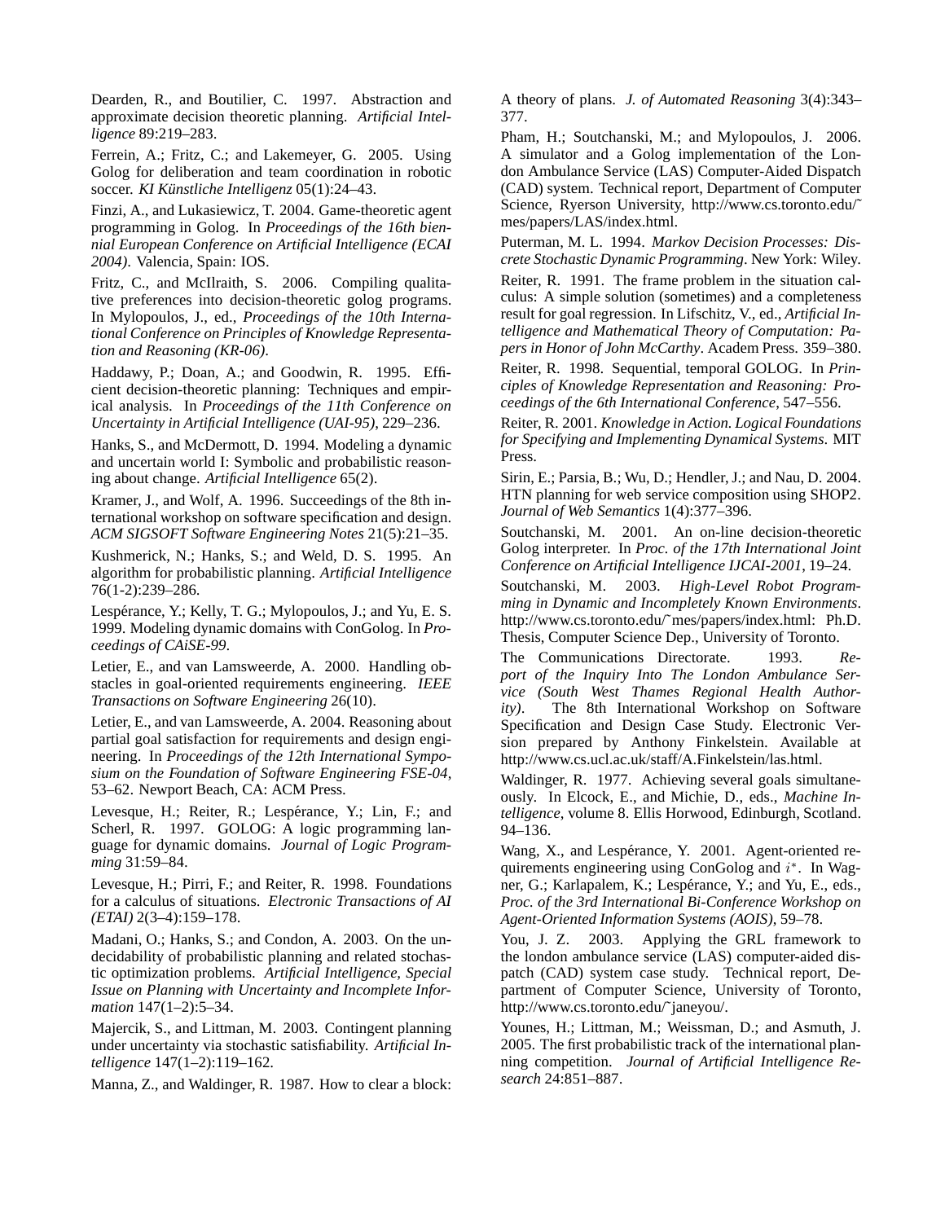Dearden, R., and Boutilier, C. 1997. Abstraction and approximate decision theoretic planning. *Artificial Intelligence* 89:219–283.

Ferrein, A.; Fritz, C.; and Lakemeyer, G. 2005. Using Golog for deliberation and team coordination in robotic soccer. *KI Künstliche Intelligenz* 05(1):24–43.

Finzi, A., and Lukasiewicz, T. 2004. Game-theoretic agent programming in Golog. In *Proceedings of the 16th biennial European Conference on Artificial Intelligence (ECAI 2004)*. Valencia, Spain: IOS.

Fritz, C., and McIlraith, S. 2006. Compiling qualitative preferences into decision-theoretic golog programs. In Mylopoulos, J., ed., *Proceedings of the 10th International Conference on Principles of Knowledge Representation and Reasoning (KR-06)*.

Haddawy, P.; Doan, A.; and Goodwin, R. 1995. Efficient decision-theoretic planning: Techniques and empirical analysis. In *Proceedings of the 11th Conference on Uncertainty in Artificial Intelligence (UAI-95)*, 229–236.

Hanks, S., and McDermott, D. 1994. Modeling a dynamic and uncertain world I: Symbolic and probabilistic reasoning about change. *Artificial Intelligence* 65(2).

Kramer, J., and Wolf, A. 1996. Succeedings of the 8th international workshop on software specification and design. *ACM SIGSOFT Software Engineering Notes* 21(5):21–35.

Kushmerick, N.; Hanks, S.; and Weld, D. S. 1995. An algorithm for probabilistic planning. *Artificial Intelligence* 76(1-2):239–286.

Lespérance, Y.; Kelly, T. G.; Mylopoulos, J.; and Yu, E. S. 1999. Modeling dynamic domains with ConGolog. In *Proceedings of CAiSE-99*.

Letier, E., and van Lamsweerde, A. 2000. Handling obstacles in goal-oriented requirements engineering. *IEEE Transactions on Software Engineering* 26(10).

Letier, E., and van Lamsweerde, A. 2004. Reasoning about partial goal satisfaction for requirements and design engineering. In *Proceedings of the 12th International Symposium on the Foundation of Software Engineering FSE-04*, 53–62. Newport Beach, CA: ACM Press.

Levesque, H.; Reiter, R.; Lespérance, Y.; Lin, F.; and Scherl, R. 1997. GOLOG: A logic programming language for dynamic domains. *Journal of Logic Programming* 31:59–84.

Levesque, H.; Pirri, F.; and Reiter, R. 1998. Foundations for a calculus of situations. *Electronic Transactions of AI (ETAI)* 2(3–4):159–178.

Madani, O.; Hanks, S.; and Condon, A. 2003. On the undecidability of probabilistic planning and related stochastic optimization problems. *Artificial Intelligence, Special Issue on Planning with Uncertainty and Incomplete Information* 147(1–2):5–34.

Majercik, S., and Littman, M. 2003. Contingent planning under uncertainty via stochastic satisfiability. *Artificial Intelligence* 147(1–2):119–162.

Manna, Z., and Waldinger, R. 1987. How to clear a block: A theory of plans. *J. of Automated Reasoning* 3(4):343–377.

Pham, H.; Soutchanski, M.; and Mylopoulos, J. 2006. A simulator and a Golog implementation of the London Ambulance Service (LAS) Computer-Aided Dispatch (CAD) system. Technical report, Department of Computer Science, Ryerson University, http://www.cs.toronto.edu/~mes/papers/LAS/index.html.

Puterman, M. L. 1994. *Markov Decision Processes: Discrete Stochastic Dynamic Programming*. New York: Wiley.

Reiter, R. 1991. The frame problem in the situation calculus: A simple solution (sometimes) and a completeness result for goal regression. In Lifschitz, V., ed., *Artificial Intelligence and Mathematical Theory of Computation: Papers in Honor of John McCarthy*. Academ Press. 359–380.

Reiter, R. 1998. Sequential, temporal GOLOG. In *Principles of Knowledge Representation and Reasoning: Proceedings of the 6th International Conference*, 547–556.

Reiter, R. 2001. *Knowledge in Action. Logical Foundations for Specifying and Implementing Dynamical Systems*. MIT Press.

Sirin, E.; Parsia, B.; Wu, D.; Hendler, J.; and Nau, D. 2004. HTN planning for web service composition using SHOP2. *Journal of Web Semantics* 1(4):377–396.

Soutchanski, M. 2001. An on-line decision-theoretic Golog interpreter. In *Proc. of the 17th International Joint Conference on Artificial Intelligence IJCAI-2001*, 19–24.

Soutchanski, M. 2003. *High-Level Robot Programming in Dynamic and Incompletely Known Environments*. http://www.cs.toronto.edu/~mes/papers/index.html: Ph.D. Thesis, Computer Science Dep., University of Toronto.

The Communications Directorate. 1993. *Report of the Inquiry Into The London Ambulance Service (South West Thames Regional Health Authority)*. The 8th International Workshop on Software Specification and Design Case Study. Electronic Version prepared by Anthony Finkelstein. Available at http://www.cs.ucl.ac.uk/staff/A.Finkelstein/las.html.

Waldinger, R. 1977. Achieving several goals simultaneously. In Elcock, E., and Michie, D., eds., *Machine Intelligence*, volume 8. Ellis Horwood, Edinburgh, Scotland. 94–136.

Wang, X., and Lespérance, Y. 2001. Agent-oriented requirements engineering using ConGolog and $i^*$. In Wagner, G.; Karlapalem, K.; Lespérance, Y.; and Yu, E., eds., *Proc. of the 3rd International Bi-Conference Workshop on Agent-Oriented Information Systems (AOIS)*, 59–78.

You, J. Z. 2003. Applying the GRL framework to the london ambulance service (LAS) computer-aided dispatch (CAD) system case study. Technical report, Department of Computer Science, University of Toronto, http://www.cs.toronto.edu/~janeyou/.

Younes, H.; Littman, M.; Weissman, D.; and Asmuth, J. 2005. The first probabilistic track of the international planning competition. *Journal of Artificial Intelligence Research* 24:851–887.